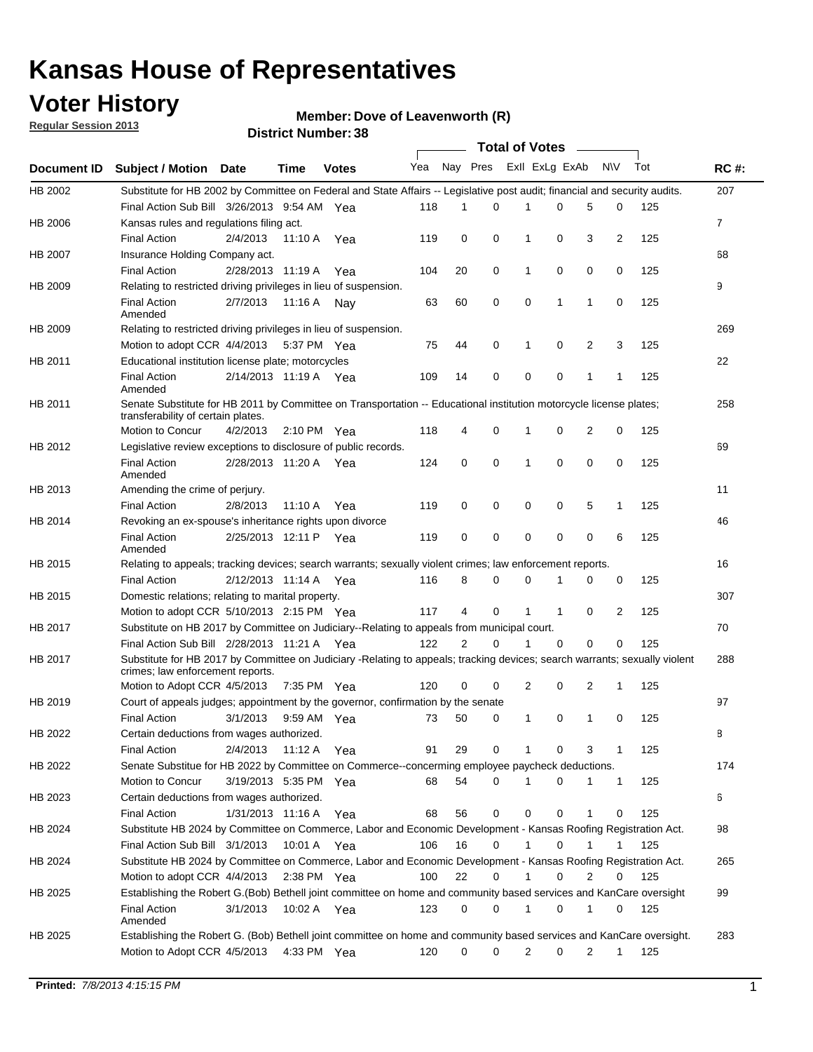# Kansas House of Representatives

## Voter History

**Regular Session 2013**

**Member: Dove of Leavenworth (R)**

**District Number: 38**

| Document ID | Subject / Motion | Date | Time | Votes | Yea | Nay | Pres | ExII | ExLg | ExAb | N\V | Tot | RC #: |
|---|---|---|---|---|---|---|---|---|---|---|---|---|---|
| HB 2002 | Substitute for HB 2002 by Committee on Federal and State Affairs -- Legislative post audit; financial and security audits. | | | | | | | | | | | | 207 |
| | Final Action Sub Bill | 3/26/2013 | 9:54 AM | Yea | 118 | 1 | 0 | 1 | 0 | 5 | 0 | 125 | |
| HB 2006 | Kansas rules and regulations filing act. | | | | | | | | | | | | 7 |
| | Final Action | 2/4/2013 | 11:10 A | Yea | 119 | 0 | 0 | 1 | 0 | 3 | 2 | 125 | |
| HB 2007 | Insurance Holding Company act. | | | | | | | | | | | | 68 |
| | Final Action | 2/28/2013 | 11:19 A | Yea | 104 | 20 | 0 | 1 | 0 | 0 | 0 | 125 | |
| HB 2009 | Relating to restricted driving privileges in lieu of suspension. | | | | | | | | | | | | 9 |
| | Final Action Amended | 2/7/2013 | 11:16 A | Nay | 63 | 60 | 0 | 0 | 1 | 1 | 0 | 125 | |
| HB 2009 | Relating to restricted driving privileges in lieu of suspension. | | | | | | | | | | | | 269 |
| | Motion to adopt CCR | 4/4/2013 | 5:37 PM | Yea | 75 | 44 | 0 | 1 | 0 | 2 | 3 | 125 | |
| HB 2011 | Educational institution license plate; motorcycles | | | | | | | | | | | | 22 |
| | Final Action Amended | 2/14/2013 | 11:19 A | Yea | 109 | 14 | 0 | 0 | 0 | 1 | 1 | 125 | |
| HB 2011 | Senate Substitute for HB 2011 by Committee on Transportation -- Educational institution motorcycle license plates; transferability of certain plates. | | | | | | | | | | | | 258 |
| | Motion to Concur | 4/2/2013 | 2:10 PM | Yea | 118 | 4 | 0 | 1 | 0 | 2 | 0 | 125 | |
| HB 2012 | Legislative review exceptions to disclosure of public records. | | | | | | | | | | | | 69 |
| | Final Action Amended | 2/28/2013 | 11:20 A | Yea | 124 | 0 | 0 | 1 | 0 | 0 | 0 | 125 | |
| HB 2013 | Amending the crime of perjury. | | | | | | | | | | | | 11 |
| | Final Action | 2/8/2013 | 11:10 A | Yea | 119 | 0 | 0 | 0 | 0 | 5 | 1 | 125 | |
| HB 2014 | Revoking an ex-spouse's inheritance rights upon divorce | | | | | | | | | | | | 46 |
| | Final Action Amended | 2/25/2013 | 12:11 P | Yea | 119 | 0 | 0 | 0 | 0 | 0 | 6 | 125 | |
| HB 2015 | Relating to appeals; tracking devices; search warrants; sexually violent crimes; law enforcement reports. | | | | | | | | | | | | 16 |
| | Final Action | 2/12/2013 | 11:14 A | Yea | 116 | 8 | 0 | 0 | 1 | 0 | 0 | 125 | |
| HB 2015 | Domestic relations; relating to marital property. | | | | | | | | | | | | 307 |
| | Motion to adopt CCR | 5/10/2013 | 2:15 PM | Yea | 117 | 4 | 0 | 1 | 1 | 0 | 2 | 125 | |
| HB 2017 | Substitute on HB 2017 by Committee on Judiciary--Relating to appeals from municipal court. | | | | | | | | | | | | 70 |
| | Final Action Sub Bill | 2/28/2013 | 11:21 A | Yea | 122 | 2 | 0 | 1 | 0 | 0 | 0 | 125 | |
| HB 2017 | Substitute for HB 2017 by Committee on Judiciary -Relating to appeals; tracking devices; search warrants; sexually violent crimes; law enforcement reports. | | | | | | | | | | | | 288 |
| | Motion to Adopt CCR | 4/5/2013 | 7:35 PM | Yea | 120 | 0 | 0 | 2 | 0 | 2 | 1 | 125 | |
| HB 2019 | Court of appeals judges; appointment by the governor, confirmation by the senate | | | | | | | | | | | | 97 |
| | Final Action | 3/1/2013 | 9:59 AM | Yea | 73 | 50 | 0 | 1 | 0 | 1 | 0 | 125 | |
| HB 2022 | Certain deductions from wages authorized. | | | | | | | | | | | | 8 |
| | Final Action | 2/4/2013 | 11:12 A | Yea | 91 | 29 | 0 | 1 | 0 | 3 | 1 | 125 | |
| HB 2022 | Senate Substitue for HB 2022 by Committee on Commerce--concerning employee paycheck deductions. | | | | | | | | | | | | 174 |
| | Motion to Concur | 3/19/2013 | 5:35 PM | Yea | 68 | 54 | 0 | 1 | 0 | 1 | 1 | 125 | |
| HB 2023 | Certain deductions from wages authorized. | | | | | | | | | | | | 6 |
| | Final Action | 1/31/2013 | 11:16 A | Yea | 68 | 56 | 0 | 0 | 0 | 1 | 0 | 125 | |
| HB 2024 | Substitute HB 2024 by Committee on Commerce, Labor and Economic Development - Kansas Roofing Registration Act. | | | | | | | | | | | | 98 |
| | Final Action Sub Bill | 3/1/2013 | 10:01 A | Yea | 106 | 16 | 0 | 1 | 0 | 1 | 1 | 125 | |
| HB 2024 | Substitute HB 2024 by Committee on Commerce, Labor and Economic Development - Kansas Roofing Registration Act. | | | | | | | | | | | | 265 |
| | Motion to adopt CCR | 4/4/2013 | 2:38 PM | Yea | 100 | 22 | 0 | 1 | 0 | 2 | 0 | 125 | |
| HB 2025 | Establishing the Robert G.(Bob) Bethell joint committee on home and community based services and KanCare oversight | | | | | | | | | | | | 99 |
| | Final Action Amended | 3/1/2013 | 10:02 A | Yea | 123 | 0 | 0 | 1 | 0 | 1 | 0 | 125 | |
| HB 2025 | Establishing the Robert G. (Bob) Bethell joint committee on home and community based services and KanCare oversight. | | | | | | | | | | | | 283 |
| | Motion to Adopt CCR | 4/5/2013 | 4:33 PM | Yea | 120 | 0 | 0 | 2 | 0 | 2 | 1 | 125 | |

**Printed:** *7/8/2013 4:15:15 PM*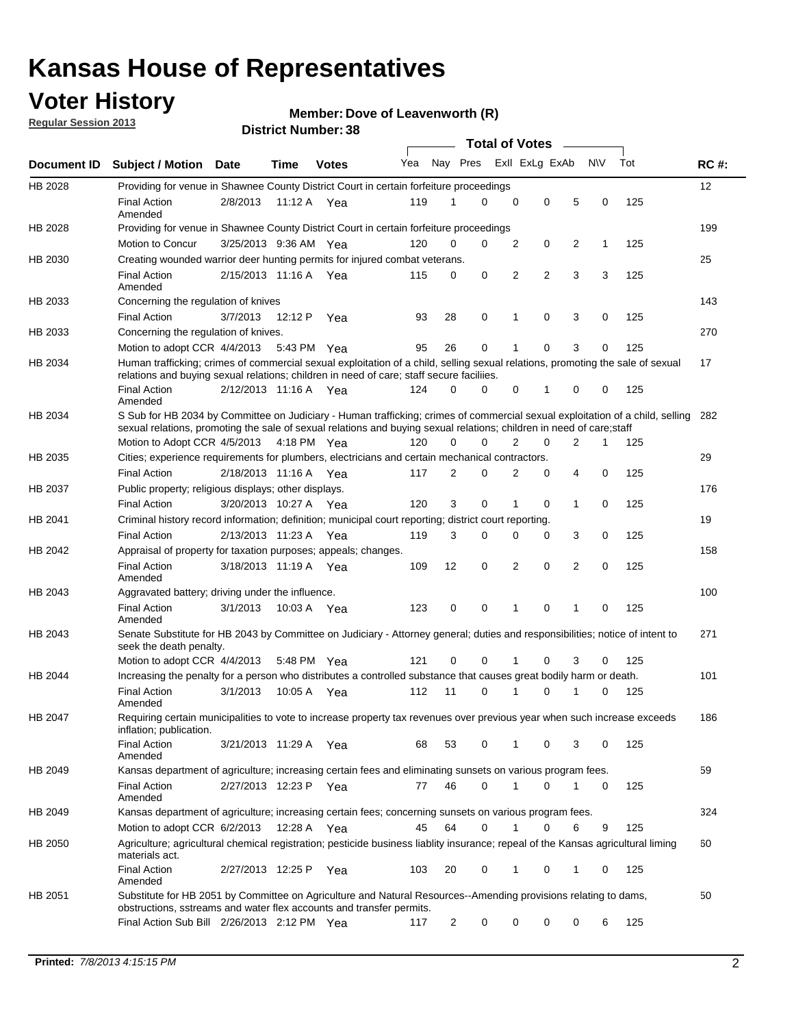# Kansas House of Representatives

## Voter History

**Regular Session 2013**

**Member: Dove of Leavenworth (R)**

**District Number: 38**

| Document ID | Subject / Motion | Date | Time | Votes | Yea | Nay | Pres | ExII | ExLg | ExAb | N\V | Tot | RC #: |
|---|---|---|---|---|---|---|---|---|---|---|---|---|---|
| HB 2028 | Providing for venue in Shawnee County District Court in certain forfeiture proceedings | | | | | | | | | | | | 12 |
| | Final Action Amended | 2/8/2013 | 11:12 A | Yea | 119 | 1 | 0 | 0 | 0 | 5 | 0 | 125 | |
| HB 2028 | Providing for venue in Shawnee County District Court in certain forfeiture proceedings | | | | | | | | | | | | 199 |
| | Motion to Concur | 3/25/2013 | 9:36 AM | Yea | 120 | 0 | 0 | 2 | 0 | 2 | 1 | 125 | |
| HB 2030 | Creating wounded warrior deer hunting permits for injured combat veterans. | | | | | | | | | | | | 25 |
| | Final Action Amended | 2/15/2013 | 11:16 A | Yea | 115 | 0 | 0 | 2 | 2 | 3 | 3 | 125 | |
| HB 2033 | Concerning the regulation of knives | | | | | | | | | | | | 143 |
| | Final Action | 3/7/2013 | 12:12 P | Yea | 93 | 28 | 0 | 1 | 0 | 3 | 0 | 125 | |
| HB 2033 | Concerning the regulation of knives. | | | | | | | | | | | | 270 |
| | Motion to adopt CCR | 4/4/2013 | 5:43 PM | Yea | 95 | 26 | 0 | 1 | 0 | 3 | 0 | 125 | |
| HB 2034 | Human trafficking; crimes of commercial sexual exploitation of a child, selling sexual relations, promoting the sale of sexual relations and buying sexual relations; children in need of care; staff secure faciliies. | | | | | | | | | | | | 17 |
| | Final Action Amended | 2/12/2013 | 11:16 A | Yea | 124 | 0 | 0 | 0 | 1 | 0 | 0 | 125 | |
| HB 2034 | S Sub for HB 2034 by Committee on Judiciary - Human trafficking; crimes of commercial sexual exploitation of a child, selling sexual relations, promoting the sale of sexual relations and buying sexual relations; children in need of care;staff | | | | | | | | | | | | 282 |
| | Motion to Adopt CCR | 4/5/2013 | 4:18 PM | Yea | 120 | 0 | 0 | 2 | 0 | 2 | 1 | 125 | |
| HB 2035 | Cities; experience requirements for plumbers, electricians and certain mechanical contractors. | | | | | | | | | | | | 29 |
| | Final Action | 2/18/2013 | 11:16 A | Yea | 117 | 2 | 0 | 2 | 0 | 4 | 0 | 125 | |
| HB 2037 | Public property; religious displays; other displays. | | | | | | | | | | | | 176 |
| | Final Action | 3/20/2013 | 10:27 A | Yea | 120 | 3 | 0 | 1 | 0 | 1 | 0 | 125 | |
| HB 2041 | Criminal history record information; definition; municipal court reporting; district court reporting. | | | | | | | | | | | | 19 |
| | Final Action | 2/13/2013 | 11:23 A | Yea | 119 | 3 | 0 | 0 | 0 | 3 | 0 | 125 | |
| HB 2042 | Appraisal of property for taxation purposes; appeals; changes. | | | | | | | | | | | | 158 |
| | Final Action Amended | 3/18/2013 | 11:19 A | Yea | 109 | 12 | 0 | 2 | 0 | 2 | 0 | 125 | |
| HB 2043 | Aggravated battery; driving under the influence. | | | | | | | | | | | | 100 |
| | Final Action Amended | 3/1/2013 | 10:03 A | Yea | 123 | 0 | 0 | 1 | 0 | 1 | 0 | 125 | |
| HB 2043 | Senate Substitute for HB 2043 by Committee on Judiciary - Attorney general; duties and responsibilities; notice of intent to seek the death penalty. | | | | | | | | | | | | 271 |
| | Motion to adopt CCR | 4/4/2013 | 5:48 PM | Yea | 121 | 0 | 0 | 1 | 0 | 3 | 0 | 125 | |
| HB 2044 | Increasing the penalty for a person who distributes a controlled substance that causes great bodily harm or death. | | | | | | | | | | | | 101 |
| | Final Action Amended | 3/1/2013 | 10:05 A | Yea | 112 | 11 | 0 | 1 | 0 | 1 | 0 | 125 | |
| HB 2047 | Requiring certain municipalities to vote to increase property tax revenues over previous year when such increase exceeds inflation; publication. | | | | | | | | | | | | 186 |
| | Final Action Amended | 3/21/2013 | 11:29 A | Yea | 68 | 53 | 0 | 1 | 0 | 3 | 0 | 125 | |
| HB 2049 | Kansas department of agriculture; increasing certain fees and eliminating sunsets on various program fees. | | | | | | | | | | | | 59 |
| | Final Action Amended | 2/27/2013 | 12:23 P | Yea | 77 | 46 | 0 | 1 | 0 | 1 | 0 | 125 | |
| HB 2049 | Kansas department of agriculture; increasing certain fees; concerning sunsets on various program fees. | | | | | | | | | | | | 324 |
| | Motion to adopt CCR | 6/2/2013 | 12:28 A | Yea | 45 | 64 | 0 | 1 | 0 | 6 | 9 | 125 | |
| HB 2050 | Agriculture; agricultural chemical registration; pesticide business liablity insurance; repeal of the Kansas agricultural liming materials act. | | | | | | | | | | | | 60 |
| | Final Action Amended | 2/27/2013 | 12:25 P | Yea | 103 | 20 | 0 | 1 | 0 | 1 | 0 | 125 | |
| HB 2051 | Substitute for HB 2051 by Committee on Agriculture and Natural Resources--Amending provisions relating to dams, obstructions, sstreams and water flex accounts and transfer permits. | | | | | | | | | | | | 50 |
| | Final Action Sub Bill | 2/26/2013 | 2:12 PM | Yea | 117 | 2 | 0 | 0 | 0 | 0 | 6 | 125 | |

**Printed:** *7/8/2013 4:15:15 PM*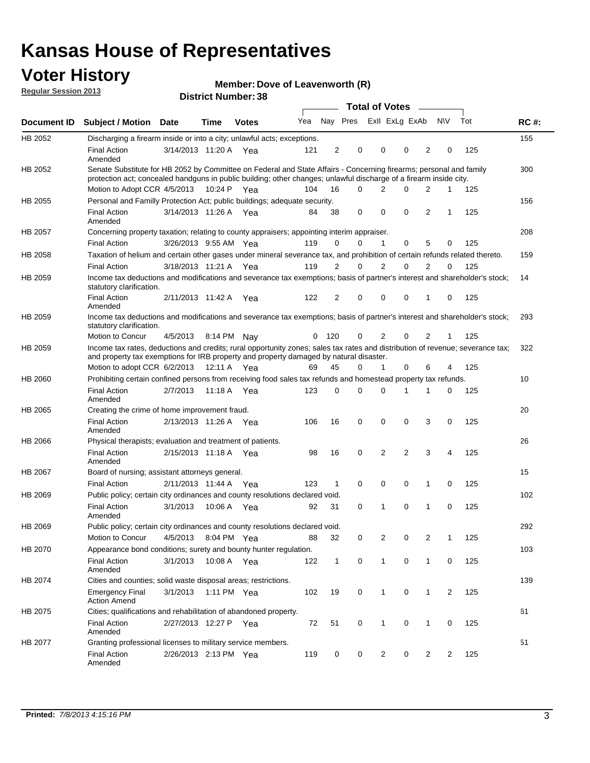# Kansas House of Representatives

## Voter History

**Regular Session 2013**

**Member: Dove of Leavenworth (R)**

**District Number: 38**

| Document ID | Subject / Motion | Date | Time | Votes | Yea | Nay | Pres | ExII | ExLg | ExAb | N\V | Tot | RC #: |
|---|---|---|---|---|---|---|---|---|---|---|---|---|---|
| HB 2052 | Discharging a firearm inside or into a city; unlawful acts; exceptions. | | | | | | | | | | | | 155 |
| | Final Action Amended | 3/14/2013 | 11:20 A | Yea | 121 | 2 | 0 | 0 | 0 | 2 | 0 | 125 | |
| HB 2052 | Senate Substitute for HB 2052 by Committee on Federal and State Affairs - Concerning firearms; personal and family protection act; concealed handguns in public building; other changes; unlawful discharge of a firearm inside city. | | | | | | | | | | | | 300 |
| | Motion to Adopt CCR | 4/5/2013 | 10:24 P | Yea | 104 | 16 | 0 | 2 | 0 | 2 | 1 | 125 | |
| HB 2055 | Personal and Familly Protection Act; public buildings; adequate security. | | | | | | | | | | | | 156 |
| | Final Action Amended | 3/14/2013 | 11:26 A | Yea | 84 | 38 | 0 | 0 | 0 | 2 | 1 | 125 | |
| HB 2057 | Concerning property taxation; relating to county appraisers; appointing interim appraiser. | | | | | | | | | | | | 208 |
| | Final Action | 3/26/2013 | 9:55 AM | Yea | 119 | 0 | 0 | 1 | 0 | 5 | 0 | 125 | |
| HB 2058 | Taxation of helium and certain other gases under mineral severance tax, and prohibition of certain refunds related thereto. | | | | | | | | | | | | 159 |
| | Final Action | 3/18/2013 | 11:21 A | Yea | 119 | 2 | 0 | 2 | 0 | 2 | 0 | 125 | |
| HB 2059 | Income tax deductions and modifications and severance tax exemptions; basis of partner's interest and shareholder's stock; statutory clarification. | | | | | | | | | | | | 14 |
| | Final Action Amended | 2/11/2013 | 11:42 A | Yea | 122 | 2 | 0 | 0 | 0 | 1 | 0 | 125 | |
| HB 2059 | Income tax deductions and modifications and severance tax exemptions; basis of partner's interest and shareholder's stock; statutory clarification. | | | | | | | | | | | | 293 |
| | Motion to Concur | 4/5/2013 | 8:14 PM | Nay | 0 | 120 | 0 | 2 | 0 | 2 | 1 | 125 | |
| HB 2059 | Income tax rates, deductions and credits; rural opportunity zones; sales tax rates and distribution of revenue; severance tax; and property tax exemptions for IRB property and property damaged by natural disaster. | | | | | | | | | | | | 322 |
| | Motion to adopt CCR | 6/2/2013 | 12:11 A | Yea | 69 | 45 | 0 | 1 | 0 | 6 | 4 | 125 | |
| HB 2060 | Prohibiting certain confined persons from receiving food sales tax refunds and homestead property tax refunds. | | | | | | | | | | | | 10 |
| | Final Action Amended | 2/7/2013 | 11:18 A | Yea | 123 | 0 | 0 | 0 | 1 | 1 | 0 | 125 | |
| HB 2065 | Creating the crime of home improvement fraud. | | | | | | | | | | | | 20 |
| | Final Action Amended | 2/13/2013 | 11:26 A | Yea | 106 | 16 | 0 | 0 | 0 | 3 | 0 | 125 | |
| HB 2066 | Physical therapists; evaluation and treatment of patients. | | | | | | | | | | | | 26 |
| | Final Action Amended | 2/15/2013 | 11:18 A | Yea | 98 | 16 | 0 | 2 | 2 | 3 | 4 | 125 | |
| HB 2067 | Board of nursing; assistant attorneys general. | | | | | | | | | | | | 15 |
| | Final Action | 2/11/2013 | 11:44 A | Yea | 123 | 1 | 0 | 0 | 0 | 1 | 0 | 125 | |
| HB 2069 | Public policy; certain city ordinances and county resolutions declared void. | | | | | | | | | | | | 102 |
| | Final Action Amended | 3/1/2013 | 10:06 A | Yea | 92 | 31 | 0 | 1 | 0 | 1 | 0 | 125 | |
| HB 2069 | Public policy; certain city ordinances and county resolutions declared void. | | | | | | | | | | | | 292 |
| | Motion to Concur | 4/5/2013 | 8:04 PM | Yea | 88 | 32 | 0 | 2 | 0 | 2 | 1 | 125 | |
| HB 2070 | Appearance bond conditions; surety and bounty hunter regulation. | | | | | | | | | | | | 103 |
| | Final Action Amended | 3/1/2013 | 10:08 A | Yea | 122 | 1 | 0 | 1 | 0 | 1 | 0 | 125 | |
| HB 2074 | Cities and counties; solid waste disposal areas; restrictions. | | | | | | | | | | | | 139 |
| | Emergency Final Action Amend | 3/1/2013 | 1:11 PM | Yea | 102 | 19 | 0 | 1 | 0 | 1 | 2 | 125 | |
| HB 2075 | Cities; qualifications and rehabilitation of abandoned property. | | | | | | | | | | | | 61 |
| | Final Action Amended | 2/27/2013 | 12:27 P | Yea | 72 | 51 | 0 | 1 | 0 | 1 | 0 | 125 | |
| HB 2077 | Granting professional licenses to military service members. | | | | | | | | | | | | 51 |
| | Final Action Amended | 2/26/2013 | 2:13 PM | Yea | 119 | 0 | 0 | 2 | 0 | 2 | 2 | 125 | |

**Printed:** *7/8/2013 4:15:16 PM*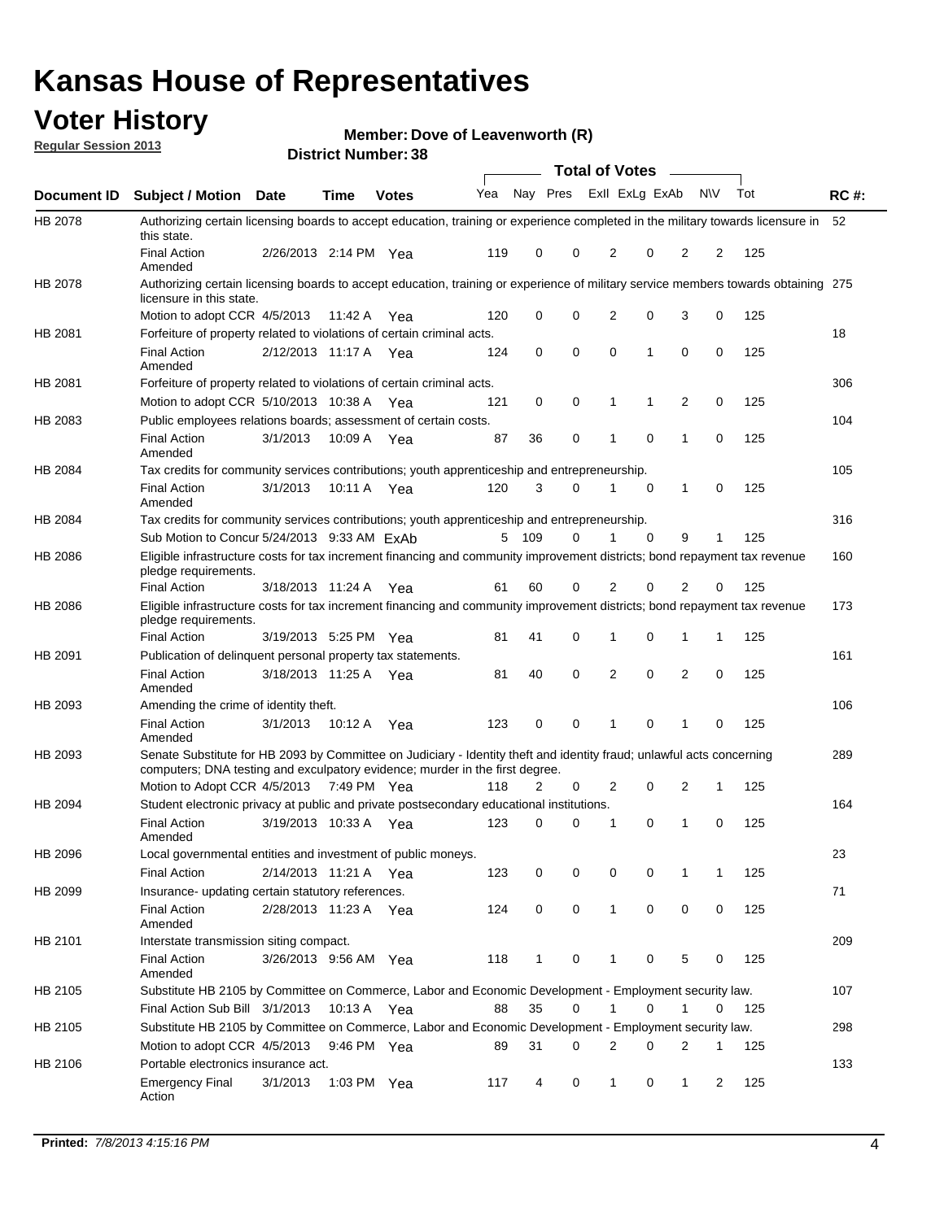# Kansas House of Representatives

## Voter History

**Regular Session 2013**

**Member: Dove of Leavenworth (R)**

**District Number: 38**

| Document ID | Subject / Motion | Date | Time | Votes | Yea | Nay | Pres | ExII | ExLg | ExAb | N\V | Tot | RC #: |
|---|---|---|---|---|---|---|---|---|---|---|---|---|---|
| HB 2078 | Authorizing certain licensing boards to accept education, training or experience completed in the military towards licensure in this state. | | | | | | | | | | | | 52 |
| | Final Action Amended | 2/26/2013 | 2:14 PM | Yea | 119 | 0 | 0 | 2 | 0 | 2 | 2 | 125 | |
| HB 2078 | Authorizing certain licensing boards to accept education, training or experience of military service members towards obtaining licensure in this state. | | | | | | | | | | | | 275 |
| | Motion to adopt CCR | 4/5/2013 | 11:42 A | Yea | 120 | 0 | 0 | 2 | 0 | 3 | 0 | 125 | |
| HB 2081 | Forfeiture of property related to violations of certain criminal acts. | | | | | | | | | | | | 18 |
| | Final Action Amended | 2/12/2013 | 11:17 A | Yea | 124 | 0 | 0 | 0 | 1 | 0 | 0 | 125 | |
| HB 2081 | Forfeiture of property related to violations of certain criminal acts. | | | | | | | | | | | | 306 |
| | Motion to adopt CCR | 5/10/2013 | 10:38 A | Yea | 121 | 0 | 0 | 1 | 1 | 2 | 0 | 125 | |
| HB 2083 | Public employees relations boards; assessment of certain costs. | | | | | | | | | | | | 104 |
| | Final Action Amended | 3/1/2013 | 10:09 A | Yea | 87 | 36 | 0 | 1 | 0 | 1 | 0 | 125 | |
| HB 2084 | Tax credits for community services contributions; youth apprenticeship and entrepreneurship. | | | | | | | | | | | | 105 |
| | Final Action Amended | 3/1/2013 | 10:11 A | Yea | 120 | 3 | 0 | 1 | 0 | 1 | 0 | 125 | |
| HB 2084 | Tax credits for community services contributions; youth apprenticeship and entrepreneurship. | | | | | | | | | | | | 316 |
| | Sub Motion to Concur | 5/24/2013 | 9:33 AM | ExAb | 5 | 109 | 0 | 1 | 0 | 9 | 1 | 125 | |
| HB 2086 | Eligible infrastructure costs for tax increment financing and community improvement districts; bond repayment tax revenue pledge requirements. | | | | | | | | | | | | 160 |
| | Final Action | 3/18/2013 | 11:24 A | Yea | 61 | 60 | 0 | 2 | 0 | 2 | 0 | 125 | |
| HB 2086 | Eligible infrastructure costs for tax increment financing and community improvement districts; bond repayment tax revenue pledge requirements. | | | | | | | | | | | | 173 |
| | Final Action | 3/19/2013 | 5:25 PM | Yea | 81 | 41 | 0 | 1 | 0 | 1 | 1 | 125 | |
| HB 2091 | Publication of delinquent personal property tax statements. | | | | | | | | | | | | 161 |
| | Final Action Amended | 3/18/2013 | 11:25 A | Yea | 81 | 40 | 0 | 2 | 0 | 2 | 0 | 125 | |
| HB 2093 | Amending the crime of identity theft. | | | | | | | | | | | | 106 |
| | Final Action Amended | 3/1/2013 | 10:12 A | Yea | 123 | 0 | 0 | 1 | 0 | 1 | 0 | 125 | |
| HB 2093 | Senate Substitute for HB 2093 by Committee on Judiciary - Identity theft and identity fraud; unlawful acts concerning computers; DNA testing and exculpatory evidence; murder in the first degree. | | | | | | | | | | | | 289 |
| | Motion to Adopt CCR | 4/5/2013 | 7:49 PM | Yea | 118 | 2 | 0 | 2 | 0 | 2 | 1 | 125 | |
| HB 2094 | Student electronic privacy at public and private postsecondary educational institutions. | | | | | | | | | | | | 164 |
| | Final Action Amended | 3/19/2013 | 10:33 A | Yea | 123 | 0 | 0 | 1 | 0 | 1 | 0 | 125 | |
| HB 2096 | Local governmental entities and investment of public moneys. | | | | | | | | | | | | 23 |
| | Final Action | 2/14/2013 | 11:21 A | Yea | 123 | 0 | 0 | 0 | 0 | 1 | 1 | 125 | |
| HB 2099 | Insurance- updating certain statutory references. | | | | | | | | | | | | 71 |
| | Final Action Amended | 2/28/2013 | 11:23 A | Yea | 124 | 0 | 0 | 1 | 0 | 0 | 0 | 125 | |
| HB 2101 | Interstate transmission siting compact. | | | | | | | | | | | | 209 |
| | Final Action Amended | 3/26/2013 | 9:56 AM | Yea | 118 | 1 | 0 | 1 | 0 | 5 | 0 | 125 | |
| HB 2105 | Substitute HB 2105 by Committee on Commerce, Labor and Economic Development - Employment security law. | | | | | | | | | | | | 107 |
| | Final Action Sub Bill | 3/1/2013 | 10:13 A | Yea | 88 | 35 | 0 | 1 | 0 | 1 | 0 | 125 | |
| HB 2105 | Substitute HB 2105 by Committee on Commerce, Labor and Economic Development - Employment security law. | | | | | | | | | | | | 298 |
| | Motion to adopt CCR | 4/5/2013 | 9:46 PM | Yea | 89 | 31 | 0 | 2 | 0 | 2 | 1 | 125 | |
| HB 2106 | Portable electronics insurance act. | | | | | | | | | | | | 133 |
| | Emergency Final Action | 3/1/2013 | 1:03 PM | Yea | 117 | 4 | 0 | 1 | 0 | 1 | 2 | 125 | |

**Printed:** *7/8/2013 4:15:16 PM*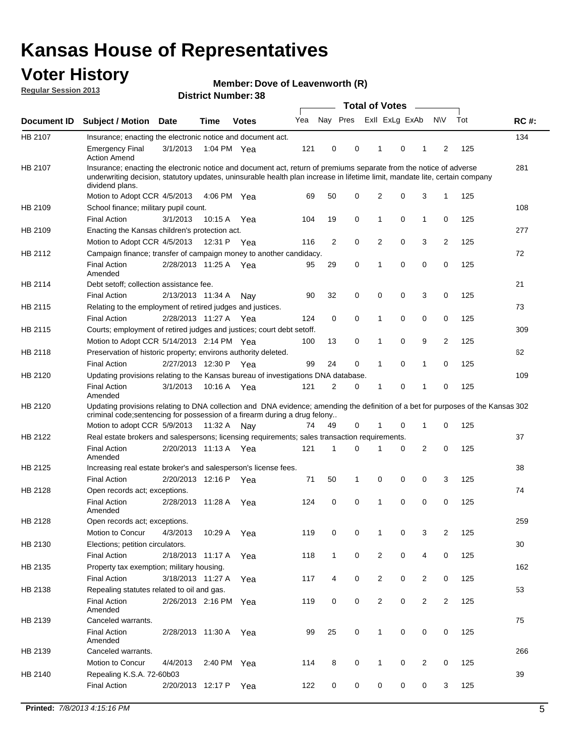# Kansas House of Representatives

## Voter History

**Regular Session 2013**

**Member: Dove of Leavenworth (R)**

**District Number: 38**

| Document ID | Subject / Motion | Date | Time | Votes | Yea | Nay | Pres | ExII | ExLg | ExAb | N\V | Tot | RC #: |
|---|---|---|---|---|---|---|---|---|---|---|---|---|---|
| HB 2107 | Insurance; enacting the electronic notice and document act. | | | | | | | | | | | | 134 |
| | Emergency Final Action Amend | 3/1/2013 | 1:04 PM | Yea | 121 | 0 | 0 | 1 | 0 | 1 | 2 | 125 | |
| HB 2107 | Insurance; enacting the electronic notice and document act, return of premiums separate from the notice of adverse underwriting decision, statutory updates, uninsurable health plan increase in lifetime limit, mandate lite, certain company dividend plans. | | | | | | | | | | | | 281 |
| | Motion to Adopt CCR | 4/5/2013 | 4:06 PM | Yea | 69 | 50 | 0 | 2 | 0 | 3 | 1 | 125 | |
| HB 2109 | School finance; military pupil count. | | | | | | | | | | | | 108 |
| | Final Action | 3/1/2013 | 10:15 A | Yea | 104 | 19 | 0 | 1 | 0 | 1 | 0 | 125 | |
| HB 2109 | Enacting the Kansas children's protection act. | | | | | | | | | | | | 277 |
| | Motion to Adopt CCR | 4/5/2013 | 12:31 P | Yea | 116 | 2 | 0 | 2 | 0 | 3 | 2 | 125 | |
| HB 2112 | Campaign finance; transfer of campaign money to another candidacy. | | | | | | | | | | | | 72 |
| | Final Action Amended | 2/28/2013 | 11:25 A | Yea | 95 | 29 | 0 | 1 | 0 | 0 | 0 | 125 | |
| HB 2114 | Debt setoff; collection assistance fee. | | | | | | | | | | | | 21 |
| | Final Action | 2/13/2013 | 11:34 A | Nay | 90 | 32 | 0 | 0 | 0 | 3 | 0 | 125 | |
| HB 2115 | Relating to the employment of retired judges and justices. | | | | | | | | | | | | 73 |
| | Final Action | 2/28/2013 | 11:27 A | Yea | 124 | 0 | 0 | 1 | 0 | 0 | 0 | 125 | |
| HB 2115 | Courts; employment of retired judges and justices; court debt setoff. | | | | | | | | | | | | 309 |
| | Motion to Adopt CCR | 5/14/2013 | 2:14 PM | Yea | 100 | 13 | 0 | 1 | 0 | 9 | 2 | 125 | |
| HB 2118 | Preservation of historic property; environs authority deleted. | | | | | | | | | | | | 62 |
| | Final Action | 2/27/2013 | 12:30 P | Yea | 99 | 24 | 0 | 1 | 0 | 1 | 0 | 125 | |
| HB 2120 | Updating provisions relating to the Kansas bureau of investigations DNA database. | | | | | | | | | | | | 109 |
| | Final Action Amended | 3/1/2013 | 10:16 A | Yea | 121 | 2 | 0 | 1 | 0 | 1 | 0 | 125 | |
| HB 2120 | Updating provisions relating to DNA collection and DNA evidence; amending the definition of a bet for purposes of the Kansas criminal code;sentencing for possession of a firearm during a drug felony.. | | | | | | | | | | | | 302 |
| | Motion to adopt CCR | 5/9/2013 | 11:32 A | Nay | 74 | 49 | 0 | 1 | 0 | 1 | 0 | 125 | |
| HB 2122 | Real estate brokers and salespersons; licensing requirements; sales transaction requirements. | | | | | | | | | | | | 37 |
| | Final Action Amended | 2/20/2013 | 11:13 A | Yea | 121 | 1 | 0 | 1 | 0 | 2 | 0 | 125 | |
| HB 2125 | Increasing real estate broker's and salesperson's license fees. | | | | | | | | | | | | 38 |
| | Final Action | 2/20/2013 | 12:16 P | Yea | 71 | 50 | 1 | 0 | 0 | 0 | 3 | 125 | |
| HB 2128 | Open records act; exceptions. | | | | | | | | | | | | 74 |
| | Final Action Amended | 2/28/2013 | 11:28 A | Yea | 124 | 0 | 0 | 1 | 0 | 0 | 0 | 125 | |
| HB 2128 | Open records act; exceptions. | | | | | | | | | | | | 259 |
| | Motion to Concur | 4/3/2013 | 10:29 A | Yea | 119 | 0 | 0 | 1 | 0 | 3 | 2 | 125 | |
| HB 2130 | Elections; petition circulators. | | | | | | | | | | | | 30 |
| | Final Action | 2/18/2013 | 11:17 A | Yea | 118 | 1 | 0 | 2 | 0 | 4 | 0 | 125 | |
| HB 2135 | Property tax exemption; military housing. | | | | | | | | | | | | 162 |
| | Final Action | 3/18/2013 | 11:27 A | Yea | 117 | 4 | 0 | 2 | 0 | 2 | 0 | 125 | |
| HB 2138 | Repealing statutes related to oil and gas. | | | | | | | | | | | | 53 |
| | Final Action Amended | 2/26/2013 | 2:16 PM | Yea | 119 | 0 | 0 | 2 | 0 | 2 | 2 | 125 | |
| HB 2139 | Canceled warrants. | | | | | | | | | | | | 75 |
| | Final Action Amended | 2/28/2013 | 11:30 A | Yea | 99 | 25 | 0 | 1 | 0 | 0 | 0 | 125 | |
| HB 2139 | Canceled warrants. | | | | | | | | | | | | 266 |
| | Motion to Concur | 4/4/2013 | 2:40 PM | Yea | 114 | 8 | 0 | 1 | 0 | 2 | 0 | 125 | |
| HB 2140 | Repealing K.S.A. 72-60b03 | | | | | | | | | | | | 39 |
| | Final Action | 2/20/2013 | 12:17 P | Yea | 122 | 0 | 0 | 0 | 0 | 0 | 3 | 125 | |

**Printed:** *7/8/2013 4:15:16 PM*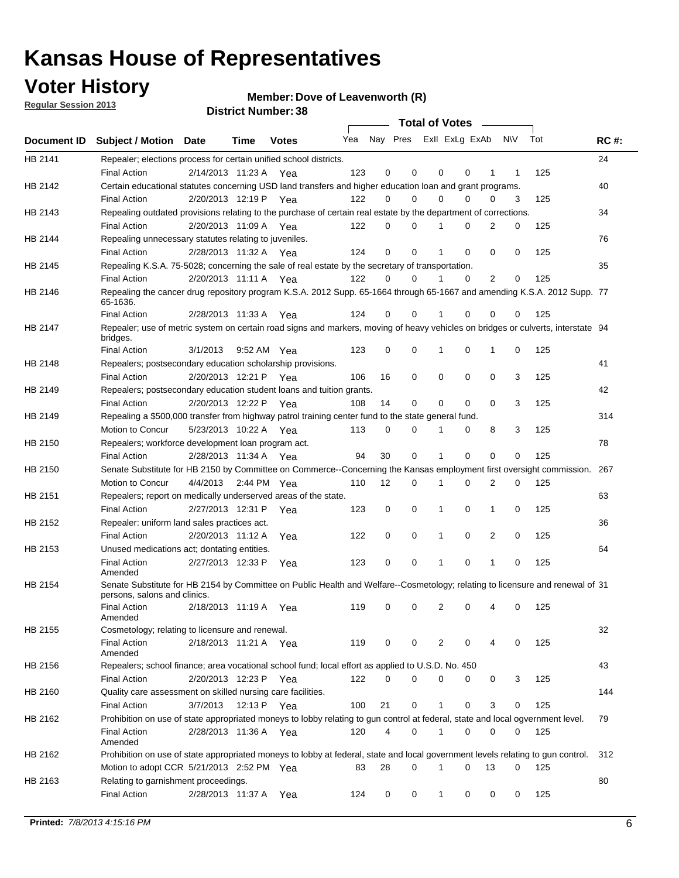# Kansas House of Representatives

## Voter History

**Regular Session 2013**

**Member: Dove of Leavenworth (R)**

**District Number: 38**

| Document ID | Subject / Motion | Date | Time | Votes | Yea | Nay | Pres | ExII | ExLg | ExAb | N\V | Tot | RC #: |
|---|---|---|---|---|---|---|---|---|---|---|---|---|---|
| HB 2141 | Repealer; elections process for certain unified school districts. | | | | | | | | | | | | 24 |
| | Final Action | 2/14/2013 | 11:23 A | Yea | 123 | 0 | 0 | 0 | 0 | 1 | 1 | 125 | |
| HB 2142 | Certain educational statutes concerning USD land transfers and higher education loan and grant programs. | | | | | | | | | | | | 40 |
| | Final Action | 2/20/2013 | 12:19 P | Yea | 122 | 0 | 0 | 0 | 0 | 0 | 3 | 125 | |
| HB 2143 | Repealing outdated provisions relating to the purchase of certain real estate by the department of corrections. | | | | | | | | | | | | 34 |
| | Final Action | 2/20/2013 | 11:09 A | Yea | 122 | 0 | 0 | 1 | 0 | 2 | 0 | 125 | |
| HB 2144 | Repealing unnecessary statutes relating to juveniles. | | | | | | | | | | | | 76 |
| | Final Action | 2/28/2013 | 11:32 A | Yea | 124 | 0 | 0 | 1 | 0 | 0 | 0 | 125 | |
| HB 2145 | Repealing K.S.A. 75-5028; concerning the sale of real estate by the secretary of transportation. | | | | | | | | | | | | 35 |
| | Final Action | 2/20/2013 | 11:11 A | Yea | 122 | 0 | 0 | 1 | 0 | 2 | 0 | 125 | |
| HB 2146 | Repealing the cancer drug repository program K.S.A. 2012 Supp. 65-1664 through 65-1667 and amending K.S.A. 2012 Supp. 65-1636. | | | | | | | | | | | | 77 |
| | Final Action | 2/28/2013 | 11:33 A | Yea | 124 | 0 | 0 | 1 | 0 | 0 | 0 | 125 | |
| HB 2147 | Repealer; use of metric system on certain road signs and markers, moving of heavy vehicles on bridges or culverts, interstate bridges. | | | | | | | | | | | | 94 |
| | Final Action | 3/1/2013 | 9:52 AM | Yea | 123 | 0 | 0 | 1 | 0 | 1 | 0 | 125 | |
| HB 2148 | Repealers; postsecondary education scholarship provisions. | | | | | | | | | | | | 41 |
| | Final Action | 2/20/2013 | 12:21 P | Yea | 106 | 16 | 0 | 0 | 0 | 0 | 3 | 125 | |
| HB 2149 | Repealers; postsecondary education student loans and tuition grants. | | | | | | | | | | | | 42 |
| | Final Action | 2/20/2013 | 12:22 P | Yea | 108 | 14 | 0 | 0 | 0 | 0 | 3 | 125 | |
| HB 2149 | Repealing a $500,000 transfer from highway patrol training center fund to the state general fund. | | | | | | | | | | | | 314 |
| | Motion to Concur | 5/23/2013 | 10:22 A | Yea | 113 | 0 | 0 | 1 | 0 | 8 | 3 | 125 | |
| HB 2150 | Repealers; workforce development loan program act. | | | | | | | | | | | | 78 |
| | Final Action | 2/28/2013 | 11:34 A | Yea | 94 | 30 | 0 | 1 | 0 | 0 | 0 | 125 | |
| HB 2150 | Senate Substitute for HB 2150 by Committee on Commerce--Concerning the Kansas employment first oversight commission. | | | | | | | | | | | | 267 |
| | Motion to Concur | 4/4/2013 | 2:44 PM | Yea | 110 | 12 | 0 | 1 | 0 | 2 | 0 | 125 | |
| HB 2151 | Repealers; report on medically underserved areas of the state. | | | | | | | | | | | | 63 |
| | Final Action | 2/27/2013 | 12:31 P | Yea | 123 | 0 | 0 | 1 | 0 | 1 | 0 | 125 | |
| HB 2152 | Repealer: uniform land sales practices act. | | | | | | | | | | | | 36 |
| | Final Action | 2/20/2013 | 11:12 A | Yea | 122 | 0 | 0 | 1 | 0 | 2 | 0 | 125 | |
| HB 2153 | Unused medications act; dontating entities. | | | | | | | | | | | | 64 |
| | Final Action Amended | 2/27/2013 | 12:33 P | Yea | 123 | 0 | 0 | 1 | 0 | 1 | 0 | 125 | |
| HB 2154 | Senate Substitute for HB 2154 by Committee on Public Health and Welfare--Cosmetology; relating to licensure and renewal of persons, salons and clinics. | | | | | | | | | | | | 31 |
| | Final Action Amended | 2/18/2013 | 11:19 A | Yea | 119 | 0 | 0 | 2 | 0 | 4 | 0 | 125 | |
| HB 2155 | Cosmetology; relating to licensure and renewal. | | | | | | | | | | | | 32 |
| | Final Action Amended | 2/18/2013 | 11:21 A | Yea | 119 | 0 | 0 | 2 | 0 | 4 | 0 | 125 | |
| HB 2156 | Repealers; school finance; area vocational school fund; local effort as applied to U.S.D. No. 450 | | | | | | | | | | | | 43 |
| | Final Action | 2/20/2013 | 12:23 P | Yea | 122 | 0 | 0 | 0 | 0 | 0 | 3 | 125 | |
| HB 2160 | Quality care assessment on skilled nursing care facilities. | | | | | | | | | | | | 144 |
| | Final Action | 3/7/2013 | 12:13 P | Yea | 100 | 21 | 0 | 1 | 0 | 3 | 0 | 125 | |
| HB 2162 | Prohibition on use of state appropriated moneys to lobby relating to gun control at federal, state and local ogvernment level. | | | | | | | | | | | | 79 |
| | Final Action Amended | 2/28/2013 | 11:36 A | Yea | 120 | 4 | 0 | 1 | 0 | 0 | 0 | 125 | |
| HB 2162 | Prohibition on use of state appropriated moneys to lobby at federal, state and local government levels relating to gun control. | | | | | | | | | | | | 312 |
| | Motion to adopt CCR | 5/21/2013 | 2:52 PM | Yea | 83 | 28 | 0 | 1 | 0 | 13 | 0 | 125 | |
| HB 2163 | Relating to garnishment proceedings. | | | | | | | | | | | | 80 |
| | Final Action | 2/28/2013 | 11:37 A | Yea | 124 | 0 | 0 | 1 | 0 | 0 | 0 | 125 | |

**Printed:** *7/8/2013 4:15:16 PM*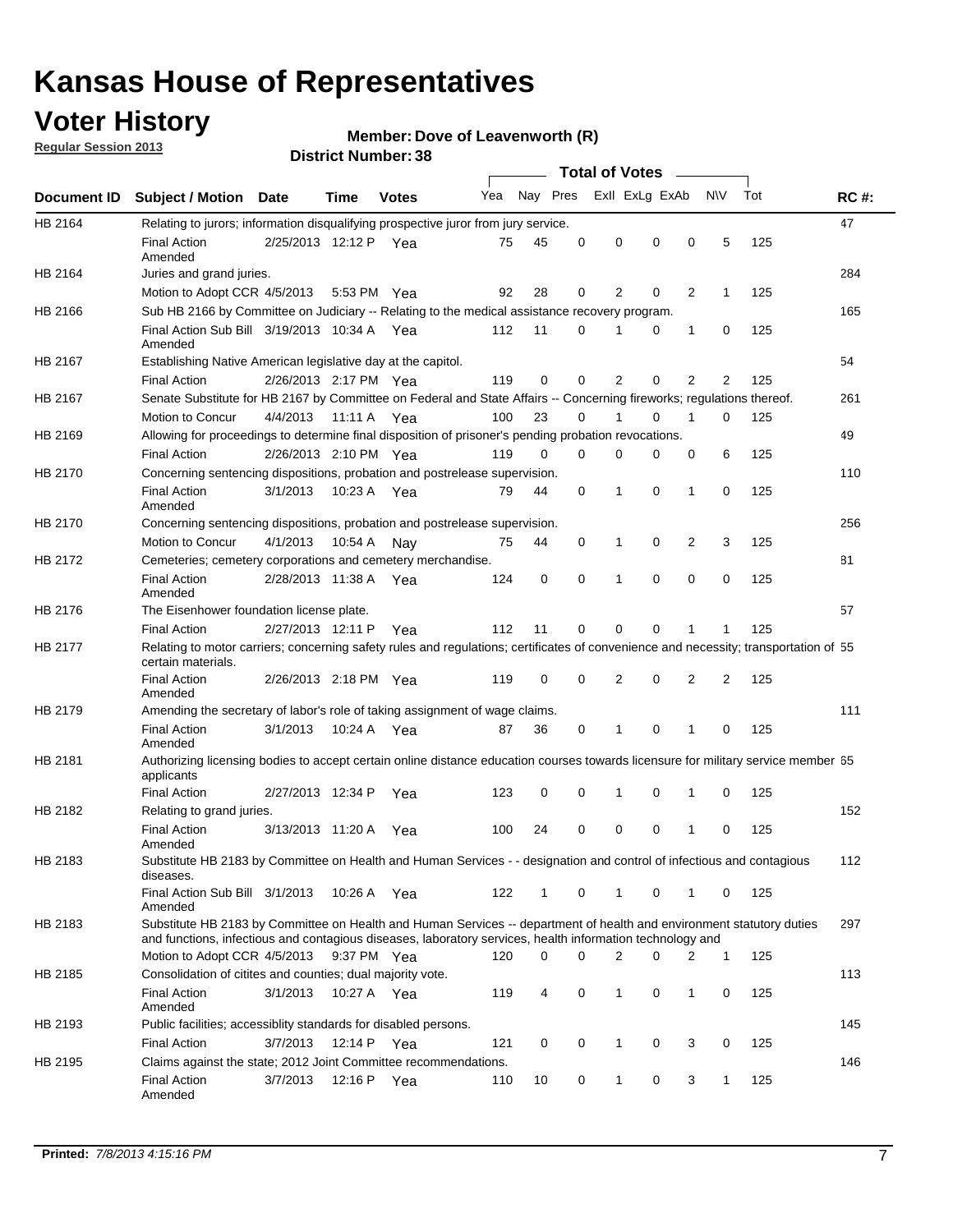# Kansas House of Representatives

## Voter History

**Regular Session 2013**

**Member: Dove of Leavenworth (R)**

**District Number: 38**

| Document ID | Subject / Motion | Date | Time | Votes | Yea | Nay | Pres | ExII | ExLg | ExAb | N\V | Tot | RC #: |
|---|---|---|---|---|---|---|---|---|---|---|---|---|---|
| HB 2164 | Relating to jurors; information disqualifying prospective juror from jury service. | | | | | | | | | | | | 47 |
| | Final Action Amended | 2/25/2013 | 12:12 P | Yea | 75 | 45 | 0 | 0 | 0 | 0 | 5 | 125 | |
| HB 2164 | Juries and grand juries. | | | | | | | | | | | | 284 |
| | Motion to Adopt CCR | 4/5/2013 | 5:53 PM | Yea | 92 | 28 | 0 | 2 | 0 | 2 | 1 | 125 | |
| HB 2166 | Sub HB 2166 by Committee on Judiciary -- Relating to the medical assistance recovery program. | | | | | | | | | | | | 165 |
| | Final Action Sub Bill Amended | 3/19/2013 | 10:34 A | Yea | 112 | 11 | 0 | 1 | 0 | 1 | 0 | 125 | |
| HB 2167 | Establishing Native American legislative day at the capitol. | | | | | | | | | | | | 54 |
| | Final Action | 2/26/2013 | 2:17 PM | Yea | 119 | 0 | 0 | 2 | 0 | 2 | 2 | 125 | |
| HB 2167 | Senate Substitute for HB 2167 by Committee on Federal and State Affairs -- Concerning fireworks; regulations thereof. | | | | | | | | | | | | 261 |
| | Motion to Concur | 4/4/2013 | 11:11 A | Yea | 100 | 23 | 0 | 1 | 0 | 1 | 0 | 125 | |
| HB 2169 | Allowing for proceedings to determine final disposition of prisoner's pending probation revocations. | | | | | | | | | | | | 49 |
| | Final Action | 2/26/2013 | 2:10 PM | Yea | 119 | 0 | 0 | 0 | 0 | 0 | 6 | 125 | |
| HB 2170 | Concerning sentencing dispositions, probation and postrelease supervision. | | | | | | | | | | | | 110 |
| | Final Action Amended | 3/1/2013 | 10:23 A | Yea | 79 | 44 | 0 | 1 | 0 | 1 | 0 | 125 | |
| HB 2170 | Concerning sentencing dispositions, probation and postrelease supervision. | | | | | | | | | | | | 256 |
| | Motion to Concur | 4/1/2013 | 10:54 A | Nay | 75 | 44 | 0 | 1 | 0 | 2 | 3 | 125 | |
| HB 2172 | Cemeteries; cemetery corporations and cemetery merchandise. | | | | | | | | | | | | 81 |
| | Final Action Amended | 2/28/2013 | 11:38 A | Yea | 124 | 0 | 0 | 1 | 0 | 0 | 0 | 125 | |
| HB 2176 | The Eisenhower foundation license plate. | | | | | | | | | | | | 57 |
| | Final Action | 2/27/2013 | 12:11 P | Yea | 112 | 11 | 0 | 0 | 0 | 1 | 1 | 125 | |
| HB 2177 | Relating to motor carriers; concerning safety rules and regulations; certificates of convenience and necessity; transportation of certain materials. | | | | | | | | | | | | 55 |
| | Final Action Amended | 2/26/2013 | 2:18 PM | Yea | 119 | 0 | 0 | 2 | 0 | 2 | 2 | 125 | |
| HB 2179 | Amending the secretary of labor's role of taking assignment of wage claims. | | | | | | | | | | | | 111 |
| | Final Action Amended | 3/1/2013 | 10:24 A | Yea | 87 | 36 | 0 | 1 | 0 | 1 | 0 | 125 | |
| HB 2181 | Authorizing licensing bodies to accept certain online distance education courses towards licensure for military service member applicants | | | | | | | | | | | | 65 |
| | Final Action | 2/27/2013 | 12:34 P | Yea | 123 | 0 | 0 | 1 | 0 | 1 | 0 | 125 | |
| HB 2182 | Relating to grand juries. | | | | | | | | | | | | 152 |
| | Final Action Amended | 3/13/2013 | 11:20 A | Yea | 100 | 24 | 0 | 0 | 0 | 1 | 0 | 125 | |
| HB 2183 | Substitute HB 2183 by Committee on Health and Human Services - - designation and control of infectious and contagious diseases. | | | | | | | | | | | | 112 |
| | Final Action Sub Bill Amended | 3/1/2013 | 10:26 A | Yea | 122 | 1 | 0 | 1 | 0 | 1 | 0 | 125 | |
| HB 2183 | Substitute HB 2183 by Committee on Health and Human Services -- department of health and environment statutory duties and functions, infectious and contagious diseases, laboratory services, health information technology and | | | | | | | | | | | | 297 |
| | Motion to Adopt CCR | 4/5/2013 | 9:37 PM | Yea | 120 | 0 | 0 | 2 | 0 | 2 | 1 | 125 | |
| HB 2185 | Consolidation of citites and counties; dual majority vote. | | | | | | | | | | | | 113 |
| | Final Action Amended | 3/1/2013 | 10:27 A | Yea | 119 | 4 | 0 | 1 | 0 | 1 | 0 | 125 | |
| HB 2193 | Public facilities; accessiblity standards for disabled persons. | | | | | | | | | | | | 145 |
| | Final Action | 3/7/2013 | 12:14 P | Yea | 121 | 0 | 0 | 1 | 0 | 3 | 0 | 125 | |
| HB 2195 | Claims against the state; 2012 Joint Committee recommendations. | | | | | | | | | | | | 146 |
| | Final Action Amended | 3/7/2013 | 12:16 P | Yea | 110 | 10 | 0 | 1 | 0 | 3 | 1 | 125 | |

**Printed:** *7/8/2013 4:15:16 PM*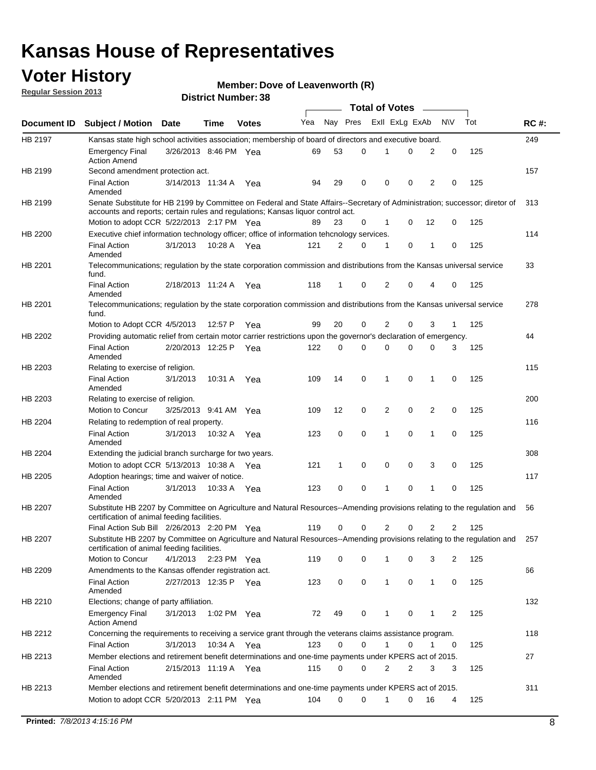# Kansas House of Representatives

## Voter History

**Regular Session 2013**

**Member: Dove of Leavenworth (R)**

**District Number: 38**

| Document ID | Subject / Motion | Date | Time | Votes | Yea | Nay | Pres | ExII | ExLg | ExAb | N\V | Tot | RC #: |
|---|---|---|---|---|---|---|---|---|---|---|---|---|---|
| HB 2197 | Kansas state high school activities association; membership of board of directors and executive board. | | | | | | | | | | | | 249 |
| | Emergency Final Action Amend | 3/26/2013 | 8:46 PM | Yea | 69 | 53 | 0 | 1 | 0 | 2 | 0 | 125 | |
| HB 2199 | Second amendment protection act. | | | | | | | | | | | | 157 |
| | Final Action Amended | 3/14/2013 | 11:34 A | Yea | 94 | 29 | 0 | 0 | 0 | 2 | 0 | 125 | |
| HB 2199 | Senate Substitute for HB 2199 by Committee on Federal and State Affairs--Secretary of Administration; successor; diretor of accounts and reports; certain rules and regulations; Kansas liquor control act. | | | | | | | | | | | | 313 |
| | Motion to adopt CCR | 5/22/2013 | 2:17 PM | Yea | 89 | 23 | 0 | 1 | 0 | 12 | 0 | 125 | |
| HB 2200 | Executive chief information technology officer; office of information tehcnology services. | | | | | | | | | | | | 114 |
| | Final Action Amended | 3/1/2013 | 10:28 A | Yea | 121 | 2 | 0 | 1 | 0 | 1 | 0 | 125 | |
| HB 2201 | Telecommunications; regulation by the state corporation commission and distributions from the Kansas universal service fund. | | | | | | | | | | | | 33 |
| | Final Action Amended | 2/18/2013 | 11:24 A | Yea | 118 | 1 | 0 | 2 | 0 | 4 | 0 | 125 | |
| HB 2201 | Telecommunications; regulation by the state corporation commission and distributions from the Kansas universal service fund. | | | | | | | | | | | | 278 |
| | Motion to Adopt CCR | 4/5/2013 | 12:57 P | Yea | 99 | 20 | 0 | 2 | 0 | 3 | 1 | 125 | |
| HB 2202 | Providing automatic relief from certain motor carrier restrictions upon the governor's declaration of emergency. | | | | | | | | | | | | 44 |
| | Final Action Amended | 2/20/2013 | 12:25 P | Yea | 122 | 0 | 0 | 0 | 0 | 0 | 3 | 125 | |
| HB 2203 | Relating to exercise of religion. | | | | | | | | | | | | 115 |
| | Final Action Amended | 3/1/2013 | 10:31 A | Yea | 109 | 14 | 0 | 1 | 0 | 1 | 0 | 125 | |
| HB 2203 | Relating to exercise of religion. | | | | | | | | | | | | 200 |
| | Motion to Concur | 3/25/2013 | 9:41 AM | Yea | 109 | 12 | 0 | 2 | 0 | 2 | 0 | 125 | |
| HB 2204 | Relating to redemption of real property. | | | | | | | | | | | | 116 |
| | Final Action Amended | 3/1/2013 | 10:32 A | Yea | 123 | 0 | 0 | 1 | 0 | 1 | 0 | 125 | |
| HB 2204 | Extending the judicial branch surcharge for two years. | | | | | | | | | | | | 308 |
| | Motion to adopt CCR | 5/13/2013 | 10:38 A | Yea | 121 | 1 | 0 | 0 | 0 | 3 | 0 | 125 | |
| HB 2205 | Adoption hearings; time and waiver of notice. | | | | | | | | | | | | 117 |
| | Final Action Amended | 3/1/2013 | 10:33 A | Yea | 123 | 0 | 0 | 1 | 0 | 1 | 0 | 125 | |
| HB 2207 | Substitute HB 2207 by Committee on Agriculture and Natural Resources--Amending provisions relating to the regulation and certification of animal feeding facilities. | | | | | | | | | | | | 56 |
| | Final Action Sub Bill | 2/26/2013 | 2:20 PM | Yea | 119 | 0 | 0 | 2 | 0 | 2 | 2 | 125 | |
| HB 2207 | Substitute HB 2207 by Committee on Agriculture and Natural Resources--Amending provisions relating to the regulation and certification of animal feeding facilities. | | | | | | | | | | | | 257 |
| | Motion to Concur | 4/1/2013 | 2:23 PM | Yea | 119 | 0 | 0 | 1 | 0 | 3 | 2 | 125 | |
| HB 2209 | Amendments to the Kansas offender registration act. | | | | | | | | | | | | 66 |
| | Final Action Amended | 2/27/2013 | 12:35 P | Yea | 123 | 0 | 0 | 1 | 0 | 1 | 0 | 125 | |
| HB 2210 | Elections; change of party affiliation. | | | | | | | | | | | | 132 |
| | Emergency Final Action Amend | 3/1/2013 | 1:02 PM | Yea | 72 | 49 | 0 | 1 | 0 | 1 | 2 | 125 | |
| HB 2212 | Concerning the requirements to receiving a service grant through the veterans claims assistance program. | | | | | | | | | | | | 118 |
| | Final Action | 3/1/2013 | 10:34 A | Yea | 123 | 0 | 0 | 1 | 0 | 1 | 0 | 125 | |
| HB 2213 | Member elections and retirement benefit determinations and one-time payments under KPERS act of 2015. | | | | | | | | | | | | 27 |
| | Final Action Amended | 2/15/2013 | 11:19 A | Yea | 115 | 0 | 0 | 2 | 2 | 3 | 3 | 125 | |
| HB 2213 | Member elections and retirement benefit determinations and one-time payments under KPERS act of 2015. | | | | | | | | | | | | 311 |
| | Motion to adopt CCR | 5/20/2013 | 2:11 PM | Yea | 104 | 0 | 0 | 1 | 0 | 16 | 4 | 125 | |

**Printed:** *7/8/2013 4:15:16 PM*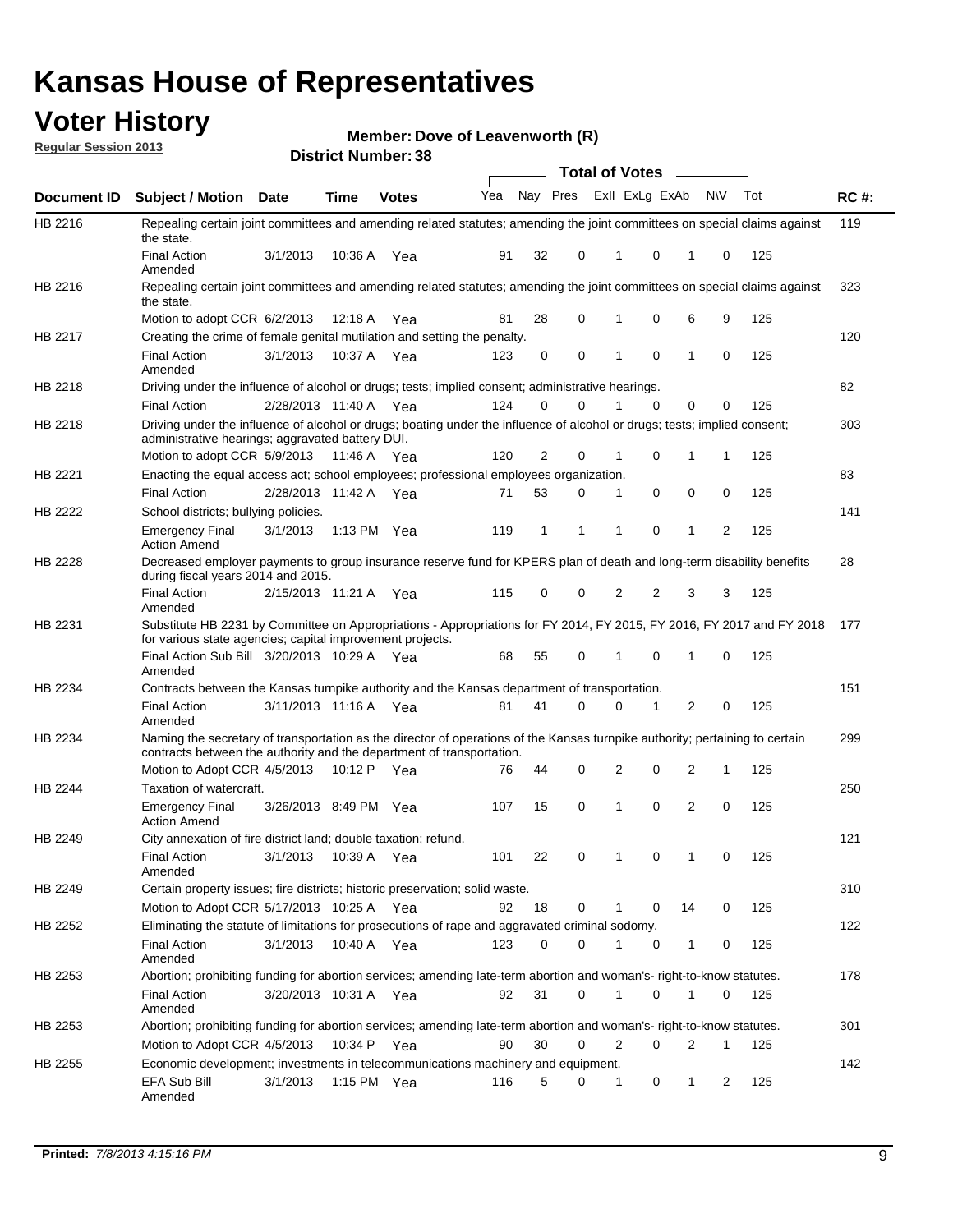# Kansas House of Representatives

## Voter History

**Regular Session 2013**

**Member: Dove of Leavenworth (R)**

**District Number: 38**

| Document ID | Subject / Motion | Date | Time | Votes | Yea | Nay | Pres | ExII | ExLg | ExAb | N\V | Tot | RC #: |
|---|---|---|---|---|---|---|---|---|---|---|---|---|---|
| HB 2216 | Repealing certain joint committees and amending related statutes; amending the joint committees on special claims against the state. | | | | | | | | | | | | 119 |
| | Final Action Amended | 3/1/2013 | 10:36 A | Yea | 91 | 32 | 0 | 1 | 0 | 1 | 0 | 125 | |
| HB 2216 | Repealing certain joint committees and amending related statutes; amending the joint committees on special claims against the state. | | | | | | | | | | | | 323 |
| | Motion to adopt CCR | 6/2/2013 | 12:18 A | Yea | 81 | 28 | 0 | 1 | 0 | 6 | 9 | 125 | |
| HB 2217 | Creating the crime of female genital mutilation and setting the penalty. | | | | | | | | | | | | 120 |
| | Final Action Amended | 3/1/2013 | 10:37 A | Yea | 123 | 0 | 0 | 1 | 0 | 1 | 0 | 125 | |
| HB 2218 | Driving under the influence of alcohol or drugs; tests; implied consent; administrative hearings. | | | | | | | | | | | | 82 |
| | Final Action | 2/28/2013 | 11:40 A | Yea | 124 | 0 | 0 | 1 | 0 | 0 | 0 | 125 | |
| HB 2218 | Driving under the influence of alcohol or drugs; boating under the influence of alcohol or drugs; tests; implied consent; administrative hearings; aggravated battery DUI. | | | | | | | | | | | | 303 |
| | Motion to adopt CCR | 5/9/2013 | 11:46 A | Yea | 120 | 2 | 0 | 1 | 0 | 1 | 1 | 125 | |
| HB 2221 | Enacting the equal access act; school employees; professional employees organization. | | | | | | | | | | | | 83 |
| | Final Action | 2/28/2013 | 11:42 A | Yea | 71 | 53 | 0 | 1 | 0 | 0 | 0 | 125 | |
| HB 2222 | School districts; bullying policies. | | | | | | | | | | | | 141 |
| | Emergency Final Action Amend | 3/1/2013 | 1:13 PM | Yea | 119 | 1 | 1 | 1 | 0 | 1 | 2 | 125 | |
| HB 2228 | Decreased employer payments to group insurance reserve fund for KPERS plan of death and long-term disability benefits during fiscal years 2014 and 2015. | | | | | | | | | | | | 28 |
| | Final Action Amended | 2/15/2013 | 11:21 A | Yea | 115 | 0 | 0 | 2 | 2 | 3 | 3 | 125 | |
| HB 2231 | Substitute HB 2231 by Committee on Appropriations - Appropriations for FY 2014, FY 2015, FY 2016, FY 2017 and FY 2018 for various state agencies; capital improvement projects. | | | | | | | | | | | | 177 |
| | Final Action Sub Bill Amended | 3/20/2013 | 10:29 A | Yea | 68 | 55 | 0 | 1 | 0 | 1 | 0 | 125 | |
| HB 2234 | Contracts between the Kansas turnpike authority and the Kansas department of transportation. | | | | | | | | | | | | 151 |
| | Final Action Amended | 3/11/2013 | 11:16 A | Yea | 81 | 41 | 0 | 0 | 1 | 2 | 0 | 125 | |
| HB 2234 | Naming the secretary of transportation as the director of operations of the Kansas turnpike authority; pertaining to certain contracts between the authority and the department of transportation. | | | | | | | | | | | | 299 |
| | Motion to Adopt CCR | 4/5/2013 | 10:12 P | Yea | 76 | 44 | 0 | 2 | 0 | 2 | 1 | 125 | |
| HB 2244 | Taxation of watercraft. | | | | | | | | | | | | 250 |
| | Emergency Final Action Amend | 3/26/2013 | 8:49 PM | Yea | 107 | 15 | 0 | 1 | 0 | 2 | 0 | 125 | |
| HB 2249 | City annexation of fire district land; double taxation; refund. | | | | | | | | | | | | 121 |
| | Final Action Amended | 3/1/2013 | 10:39 A | Yea | 101 | 22 | 0 | 1 | 0 | 1 | 0 | 125 | |
| HB 2249 | Certain property issues; fire districts; historic preservation; solid waste. | | | | | | | | | | | | 310 |
| | Motion to Adopt CCR | 5/17/2013 | 10:25 A | Yea | 92 | 18 | 0 | 1 | 0 | 14 | 0 | 125 | |
| HB 2252 | Eliminating the statute of limitations for prosecutions of rape and aggravated criminal sodomy. | | | | | | | | | | | | 122 |
| | Final Action Amended | 3/1/2013 | 10:40 A | Yea | 123 | 0 | 0 | 1 | 0 | 1 | 0 | 125 | |
| HB 2253 | Abortion; prohibiting funding for abortion services; amending late-term abortion and woman's- right-to-know statutes. | | | | | | | | | | | | 178 |
| | Final Action Amended | 3/20/2013 | 10:31 A | Yea | 92 | 31 | 0 | 1 | 0 | 1 | 0 | 125 | |
| HB 2253 | Abortion; prohibiting funding for abortion services; amending late-term abortion and woman's- right-to-know statutes. | | | | | | | | | | | | 301 |
| | Motion to Adopt CCR | 4/5/2013 | 10:34 P | Yea | 90 | 30 | 0 | 2 | 0 | 2 | 1 | 125 | |
| HB 2255 | Economic development; investments in telecommunications machinery and equipment. | | | | | | | | | | | | 142 |
| | EFA Sub Bill Amended | 3/1/2013 | 1:15 PM | Yea | 116 | 5 | 0 | 1 | 0 | 1 | 2 | 125 | |

**Printed:** *7/8/2013 4:15:16 PM*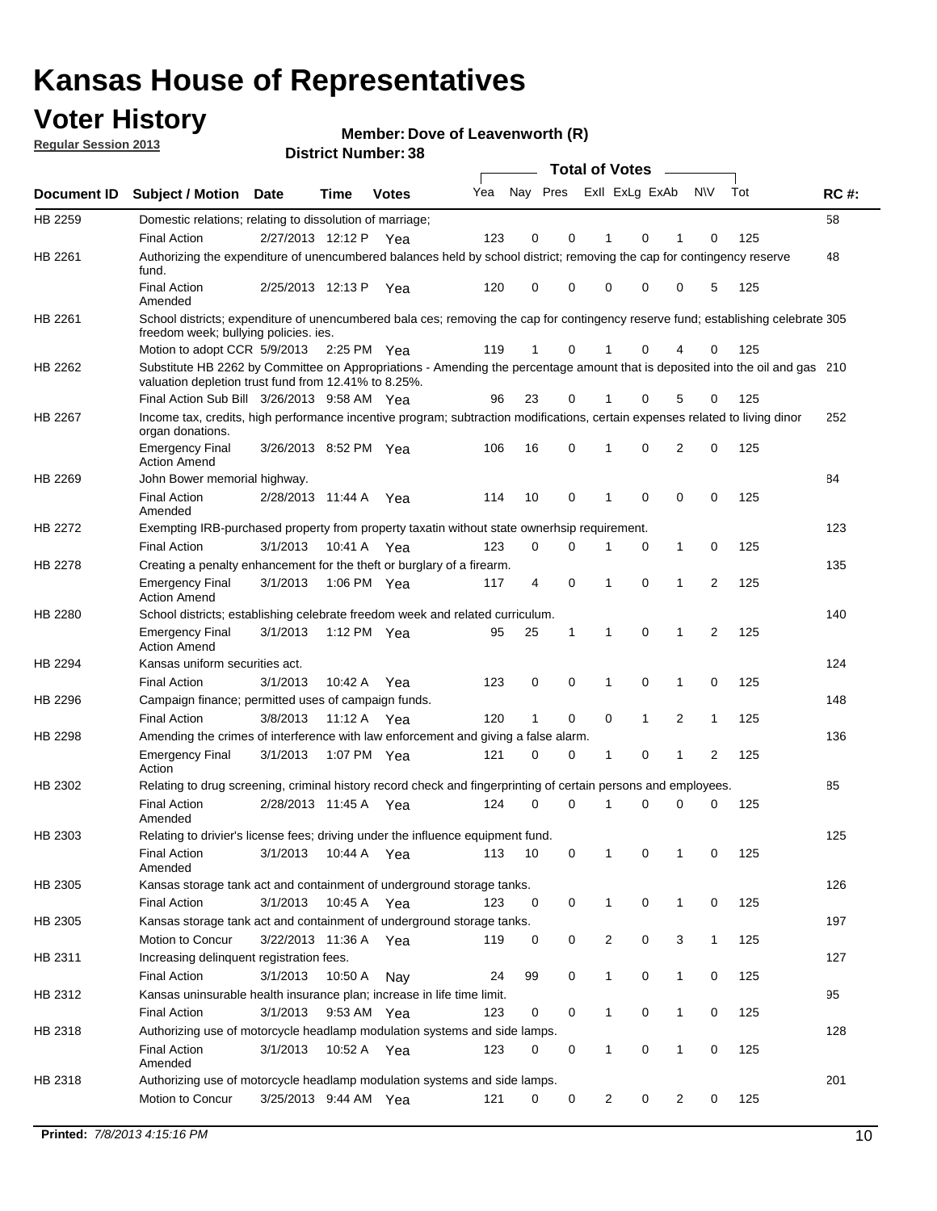# Kansas House of Representatives

## Voter History

**Regular Session 2013**

**Member: Dove of Leavenworth (R)**

**District Number: 38**

| Document ID | Subject / Motion | Date | Time | Votes | Yea | Nay | Pres | ExII | ExLg | ExAb | N\V | Tot | RC #: |
|---|---|---|---|---|---|---|---|---|---|---|---|---|---|
| HB 2259 | Domestic relations; relating to dissolution of marriage; | | | | | | | | | | | | 58 |
| | Final Action | 2/27/2013 | 12:12 P | Yea | 123 | 0 | 0 | 1 | 0 | 1 | 0 | 125 | |
| HB 2261 | Authorizing the expenditure of unencumbered balances held by school district; removing the cap for contingency reserve fund. | | | | | | | | | | | | 48 |
| | Final Action Amended | 2/25/2013 | 12:13 P | Yea | 120 | 0 | 0 | 0 | 0 | 0 | 5 | 125 | |
| HB 2261 | School districts; expenditure of unencumbered bala ces; removing the cap for contingency reserve fund; establishing celebrate freedom week; bullying policies. ies. | | | | | | | | | | | | 305 |
| | Motion to adopt CCR | 5/9/2013 | 2:25 PM | Yea | 119 | 1 | 0 | 1 | 0 | 4 | 0 | 125 | |
| HB 2262 | Substitute HB 2262 by Committee on Appropriations - Amending the percentage amount that is deposited into the oil and gas valuation depletion trust fund from 12.41% to 8.25%. | | | | | | | | | | | | 210 |
| | Final Action Sub Bill | 3/26/2013 | 9:58 AM | Yea | 96 | 23 | 0 | 1 | 0 | 5 | 0 | 125 | |
| HB 2267 | Income tax, credits, high performance incentive program; subtraction modifications, certain expenses related to living dinor organ donations. | | | | | | | | | | | | 252 |
| | Emergency Final Action Amend | 3/26/2013 | 8:52 PM | Yea | 106 | 16 | 0 | 1 | 0 | 2 | 0 | 125 | |
| HB 2269 | John Bower memorial highway. | | | | | | | | | | | | 84 |
| | Final Action Amended | 2/28/2013 | 11:44 A | Yea | 114 | 10 | 0 | 1 | 0 | 0 | 0 | 125 | |
| HB 2272 | Exempting IRB-purchased property from property taxatin without state ownerhsip requirement. | | | | | | | | | | | | 123 |
| | Final Action | 3/1/2013 | 10:41 A | Yea | 123 | 0 | 0 | 1 | 0 | 1 | 0 | 125 | |
| HB 2278 | Creating a penalty enhancement for the theft or burglary of a firearm. | | | | | | | | | | | | 135 |
| | Emergency Final Action Amend | 3/1/2013 | 1:06 PM | Yea | 117 | 4 | 0 | 1 | 0 | 1 | 2 | 125 | |
| HB 2280 | School districts; establishing celebrate freedom week and related curriculum. | | | | | | | | | | | | 140 |
| | Emergency Final Action Amend | 3/1/2013 | 1:12 PM | Yea | 95 | 25 | 1 | 1 | 0 | 1 | 2 | 125 | |
| HB 2294 | Kansas uniform securities act. | | | | | | | | | | | | 124 |
| | Final Action | 3/1/2013 | 10:42 A | Yea | 123 | 0 | 0 | 1 | 0 | 1 | 0 | 125 | |
| HB 2296 | Campaign finance; permitted uses of campaign funds. | | | | | | | | | | | | 148 |
| | Final Action | 3/8/2013 | 11:12 A | Yea | 120 | 1 | 0 | 0 | 1 | 2 | 1 | 125 | |
| HB 2298 | Amending the crimes of interference with law enforcement and giving a false alarm. | | | | | | | | | | | | 136 |
| | Emergency Final Action | 3/1/2013 | 1:07 PM | Yea | 121 | 0 | 0 | 1 | 0 | 1 | 2 | 125 | |
| HB 2302 | Relating to drug screening, criminal history record check and fingerprinting of certain persons and employees. | | | | | | | | | | | | 85 |
| | Final Action Amended | 2/28/2013 | 11:45 A | Yea | 124 | 0 | 0 | 1 | 0 | 0 | 0 | 125 | |
| HB 2303 | Relating to drivier's license fees; driving under the influence equipment fund. | | | | | | | | | | | | 125 |
| | Final Action Amended | 3/1/2013 | 10:44 A | Yea | 113 | 10 | 0 | 1 | 0 | 1 | 0 | 125 | |
| HB 2305 | Kansas storage tank act and containment of underground storage tanks. | | | | | | | | | | | | 126 |
| | Final Action | 3/1/2013 | 10:45 A | Yea | 123 | 0 | 0 | 1 | 0 | 1 | 0 | 125 | |
| HB 2305 | Kansas storage tank act and containment of underground storage tanks. | | | | | | | | | | | | 197 |
| | Motion to Concur | 3/22/2013 | 11:36 A | Yea | 119 | 0 | 0 | 2 | 0 | 3 | 1 | 125 | |
| HB 2311 | Increasing delinquent registration fees. | | | | | | | | | | | | 127 |
| | Final Action | 3/1/2013 | 10:50 A | Nay | 24 | 99 | 0 | 1 | 0 | 1 | 0 | 125 | |
| HB 2312 | Kansas uninsurable health insurance plan; increase in life time limit. | | | | | | | | | | | | 95 |
| | Final Action | 3/1/2013 | 9:53 AM | Yea | 123 | 0 | 0 | 1 | 0 | 1 | 0 | 125 | |
| HB 2318 | Authorizing use of motorcycle headlamp modulation systems and side lamps. | | | | | | | | | | | | 128 |
| | Final Action Amended | 3/1/2013 | 10:52 A | Yea | 123 | 0 | 0 | 1 | 0 | 1 | 0 | 125 | |
| HB 2318 | Authorizing use of motorcycle headlamp modulation systems and side lamps. | | | | | | | | | | | | 201 |
| | Motion to Concur | 3/25/2013 | 9:44 AM | Yea | 121 | 0 | 0 | 2 | 0 | 2 | 0 | 125 | |

**Printed:** *7/8/2013 4:15:16 PM*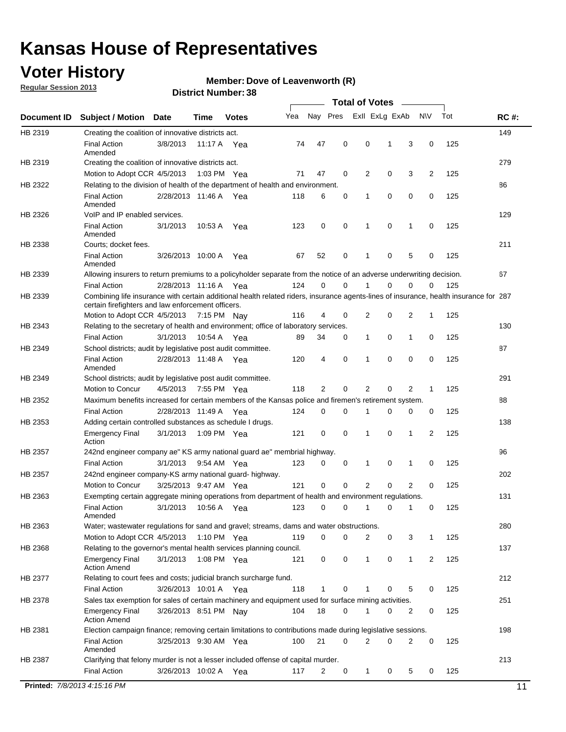# Kansas House of Representatives

## Voter History

**Regular Session 2013**

**Member: Dove of Leavenworth (R)**

**District Number: 38**

| Document ID | Subject / Motion | Date | Time | Votes | Yea | Nay | Pres | ExII | ExLg | ExAb | N\V | Tot | RC #: |
|---|---|---|---|---|---|---|---|---|---|---|---|---|---|
| HB 2319 | Creating the coalition of innovative districts act. | | | | | | | | | | | | 149 |
| | Final Action Amended | 3/8/2013 | 11:17 A | Yea | 74 | 47 | 0 | 0 | 1 | 3 | 0 | 125 | |
| HB 2319 | Creating the coalition of innovative districts act. | | | | | | | | | | | | 279 |
| | Motion to Adopt CCR | 4/5/2013 | 1:03 PM | Yea | 71 | 47 | 0 | 2 | 0 | 3 | 2 | 125 | |
| HB 2322 | Relating to the division of health of the department of health and environment. | | | | | | | | | | | | 86 |
| | Final Action Amended | 2/28/2013 | 11:46 A | Yea | 118 | 6 | 0 | 1 | 0 | 0 | 0 | 125 | |
| HB 2326 | VoIP and IP enabled services. | | | | | | | | | | | | 129 |
| | Final Action Amended | 3/1/2013 | 10:53 A | Yea | 123 | 0 | 0 | 1 | 0 | 1 | 0 | 125 | |
| HB 2338 | Courts; docket fees. | | | | | | | | | | | | 211 |
| | Final Action Amended | 3/26/2013 | 10:00 A | Yea | 67 | 52 | 0 | 1 | 0 | 5 | 0 | 125 | |
| HB 2339 | Allowing insurers to return premiums to a policyholder separate from the notice of an adverse underwriting decision. | | | | | | | | | | | | 67 |
| | Final Action | 2/28/2013 | 11:16 A | Yea | 124 | 0 | 0 | 1 | 0 | 0 | 0 | 125 | |
| HB 2339 | Combining life insurance with certain additional health related riders, insurance agents-lines of insurance, health insurance for certain firefighters and law enforcement officers. | | | | | | | | | | | | 287 |
| | Motion to Adopt CCR | 4/5/2013 | 7:15 PM | Nay | 116 | 4 | 0 | 2 | 0 | 2 | 1 | 125 | |
| HB 2343 | Relating to the secretary of health and environment; office of laboratory services. | | | | | | | | | | | | 130 |
| | Final Action | 3/1/2013 | 10:54 A | Yea | 89 | 34 | 0 | 1 | 0 | 1 | 0 | 125 | |
| HB 2349 | School districts; audit by legislative post audit committee. | | | | | | | | | | | | 87 |
| | Final Action Amended | 2/28/2013 | 11:48 A | Yea | 120 | 4 | 0 | 1 | 0 | 0 | 0 | 125 | |
| HB 2349 | School districts; audit by legislative post audit committee. | | | | | | | | | | | | 291 |
| | Motion to Concur | 4/5/2013 | 7:55 PM | Yea | 118 | 2 | 0 | 2 | 0 | 2 | 1 | 125 | |
| HB 2352 | Maximum benefits increased for certain members of the Kansas police and firemen's retirement system. | | | | | | | | | | | | 88 |
| | Final Action | 2/28/2013 | 11:49 A | Yea | 124 | 0 | 0 | 1 | 0 | 0 | 0 | 125 | |
| HB 2353 | Adding certain controlled substances as schedule I drugs. | | | | | | | | | | | | 138 |
| | Emergency Final Action | 3/1/2013 | 1:09 PM | Yea | 121 | 0 | 0 | 1 | 0 | 1 | 2 | 125 | |
| HB 2357 | 242nd engineer company ae" KS army national guard ae" membrial highway. | | | | | | | | | | | | 96 |
| | Final Action | 3/1/2013 | 9:54 AM | Yea | 123 | 0 | 0 | 1 | 0 | 1 | 0 | 125 | |
| HB 2357 | 242nd engineer company-KS army national guard- highway. | | | | | | | | | | | | 202 |
| | Motion to Concur | 3/25/2013 | 9:47 AM | Yea | 121 | 0 | 0 | 2 | 0 | 2 | 0 | 125 | |
| HB 2363 | Exempting certain aggregate mining operations from department of health and environment regulations. | | | | | | | | | | | | 131 |
| | Final Action Amended | 3/1/2013 | 10:56 A | Yea | 123 | 0 | 0 | 1 | 0 | 1 | 0 | 125 | |
| HB 2363 | Water; wastewater regulations for sand and gravel; streams, dams and water obstructions. | | | | | | | | | | | | 280 |
| | Motion to Adopt CCR | 4/5/2013 | 1:10 PM | Yea | 119 | 0 | 0 | 2 | 0 | 3 | 1 | 125 | |
| HB 2368 | Relating to the governor's mental health services planning council. | | | | | | | | | | | | 137 |
| | Emergency Final Action Amend | 3/1/2013 | 1:08 PM | Yea | 121 | 0 | 0 | 1 | 0 | 1 | 2 | 125 | |
| HB 2377 | Relating to court fees and costs; judicial branch surcharge fund. | | | | | | | | | | | | 212 |
| | Final Action | 3/26/2013 | 10:01 A | Yea | 118 | 1 | 0 | 1 | 0 | 5 | 0 | 125 | |
| HB 2378 | Sales tax exemption for sales of certain machinery and equipment used for surface mining activities. | | | | | | | | | | | | 251 |
| | Emergency Final Action Amend | 3/26/2013 | 8:51 PM | Nay | 104 | 18 | 0 | 1 | 0 | 2 | 0 | 125 | |
| HB 2381 | Election campaign finance; removing certain limitations to contributions made during legislative sessions. | | | | | | | | | | | | 198 |
| | Final Action Amended | 3/25/2013 | 9:30 AM | Yea | 100 | 21 | 0 | 2 | 0 | 2 | 0 | 125 | |
| HB 2387 | Clarifying that felony murder is not a lesser included offense of capital murder. | | | | | | | | | | | | 213 |
| | Final Action | 3/26/2013 | 10:02 A | Yea | 117 | 2 | 0 | 1 | 0 | 5 | 0 | 125 | |

**Printed:** *7/8/2013 4:15:16 PM*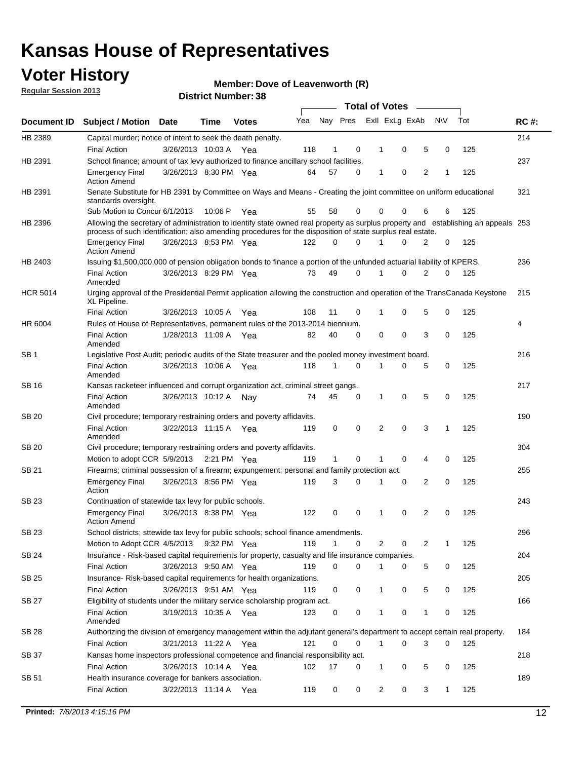# Kansas House of Representatives

## Voter History

**Regular Session 2013**

**Member: Dove of Leavenworth (R)**

**District Number: 38**

| Document ID | Subject / Motion | Date | Time | Votes | Yea | Nay | Pres | ExII | ExLg | ExAb | N\V | Tot | RC #: |
|---|---|---|---|---|---|---|---|---|---|---|---|---|---|
| HB 2389 | Capital murder; notice of intent to seek the death penalty. | | | | | | | | | | | | 214 |
| | Final Action | 3/26/2013 | 10:03 A | Yea | 118 | 1 | 0 | 1 | 0 | 5 | 0 | 125 | |
| HB 2391 | School finance; amount of tax levy authorized to finance ancillary school facilities. | | | | | | | | | | | | 237 |
| | Emergency Final Action Amend | 3/26/2013 | 8:30 PM | Yea | 64 | 57 | 0 | 1 | 0 | 2 | 1 | 125 | |
| HB 2391 | Senate Substitute for HB 2391 by Committee on Ways and Means - Creating the joint committee on uniform educational standards oversight. | | | | | | | | | | | | 321 |
| | Sub Motion to Concur | 6/1/2013 | 10:06 P | Yea | 55 | 58 | 0 | 0 | 0 | 6 | 6 | 125 | |
| HB 2396 | Allowing the secretary of administration to identify state owned real property as surplus property and establishing an appeals process of such identification; also amending procedures for the disposition of state surplus real estate. | | | | | | | | | | | | 253 |
| | Emergency Final Action Amend | 3/26/2013 | 8:53 PM | Yea | 122 | 0 | 0 | 1 | 0 | 2 | 0 | 125 | |
| HB 2403 | Issuing $1,500,000,000 of pension obligation bonds to finance a portion of the unfunded actuarial liability of KPERS. | | | | | | | | | | | | 236 |
| | Final Action Amended | 3/26/2013 | 8:29 PM | Yea | 73 | 49 | 0 | 1 | 0 | 2 | 0 | 125 | |
| HCR 5014 | Urging approval of the Presidential Permit application allowing the construction and operation of the TransCanada Keystone XL Pipeline. | | | | | | | | | | | | 215 |
| | Final Action | 3/26/2013 | 10:05 A | Yea | 108 | 11 | 0 | 1 | 0 | 5 | 0 | 125 | |
| HR 6004 | Rules of House of Representatives, permanent rules of the 2013-2014 biennium. | | | | | | | | | | | | 4 |
| | Final Action Amended | 1/28/2013 | 11:09 A | Yea | 82 | 40 | 0 | 0 | 0 | 3 | 0 | 125 | |
| SB 1 | Legislative Post Audit; periodic audits of the State treasurer and the pooled money investment board. | | | | | | | | | | | | 216 |
| | Final Action Amended | 3/26/2013 | 10:06 A | Yea | 118 | 1 | 0 | 1 | 0 | 5 | 0 | 125 | |
| SB 16 | Kansas racketeer influenced and corrupt organization act, criminal street gangs. | | | | | | | | | | | | 217 |
| | Final Action Amended | 3/26/2013 | 10:12 A | Nay | 74 | 45 | 0 | 1 | 0 | 5 | 0 | 125 | |
| SB 20 | Civil procedure; temporary restraining orders and poverty affidavits. | | | | | | | | | | | | 190 |
| | Final Action Amended | 3/22/2013 | 11:15 A | Yea | 119 | 0 | 0 | 2 | 0 | 3 | 1 | 125 | |
| SB 20 | Civil procedure; temporary restraining orders and poverty affidavits. | | | | | | | | | | | | 304 |
| | Motion to adopt CCR | 5/9/2013 | 2:21 PM | Yea | 119 | 1 | 0 | 1 | 0 | 4 | 0 | 125 | |
| SB 21 | Firearms; criminal possession of a firearm; expungement; personal and family protection act. | | | | | | | | | | | | 255 |
| | Emergency Final Action | 3/26/2013 | 8:56 PM | Yea | 119 | 3 | 0 | 1 | 0 | 2 | 0 | 125 | |
| SB 23 | Continuation of statewide tax levy for public schools. | | | | | | | | | | | | 243 |
| | Emergency Final Action Amend | 3/26/2013 | 8:38 PM | Yea | 122 | 0 | 0 | 1 | 0 | 2 | 0 | 125 | |
| SB 23 | School districts; sttewide tax levy for public schools; school finance amendments. | | | | | | | | | | | | 296 |
| | Motion to Adopt CCR | 4/5/2013 | 9:32 PM | Yea | 119 | 1 | 0 | 2 | 0 | 2 | 1 | 125 | |
| SB 24 | Insurance - Risk-based capital requirements for property, casualty and life insurance companies. | | | | | | | | | | | | 204 |
| | Final Action | 3/26/2013 | 9:50 AM | Yea | 119 | 0 | 0 | 1 | 0 | 5 | 0 | 125 | |
| SB 25 | Insurance- Risk-based capital requirements for health organizations. | | | | | | | | | | | | 205 |
| | Final Action | 3/26/2013 | 9:51 AM | Yea | 119 | 0 | 0 | 1 | 0 | 5 | 0 | 125 | |
| SB 27 | Eligibility of students under the military service scholarship program act. | | | | | | | | | | | | 166 |
| | Final Action Amended | 3/19/2013 | 10:35 A | Yea | 123 | 0 | 0 | 1 | 0 | 1 | 0 | 125 | |
| SB 28 | Authorizing the division of emergency management within the adjutant general's department to accept certain real property. | | | | | | | | | | | | 184 |
| | Final Action | 3/21/2013 | 11:22 A | Yea | 121 | 0 | 0 | 1 | 0 | 3 | 0 | 125 | |
| SB 37 | Kansas home inspectors professional competence and financial responsibility act. | | | | | | | | | | | | 218 |
| | Final Action | 3/26/2013 | 10:14 A | Yea | 102 | 17 | 0 | 1 | 0 | 5 | 0 | 125 | |
| SB 51 | Health insurance coverage for bankers association. | | | | | | | | | | | | 189 |
| | Final Action | 3/22/2013 | 11:14 A | Yea | 119 | 0 | 0 | 2 | 0 | 3 | 1 | 125 | |

**Printed:** *7/8/2013 4:15:16 PM*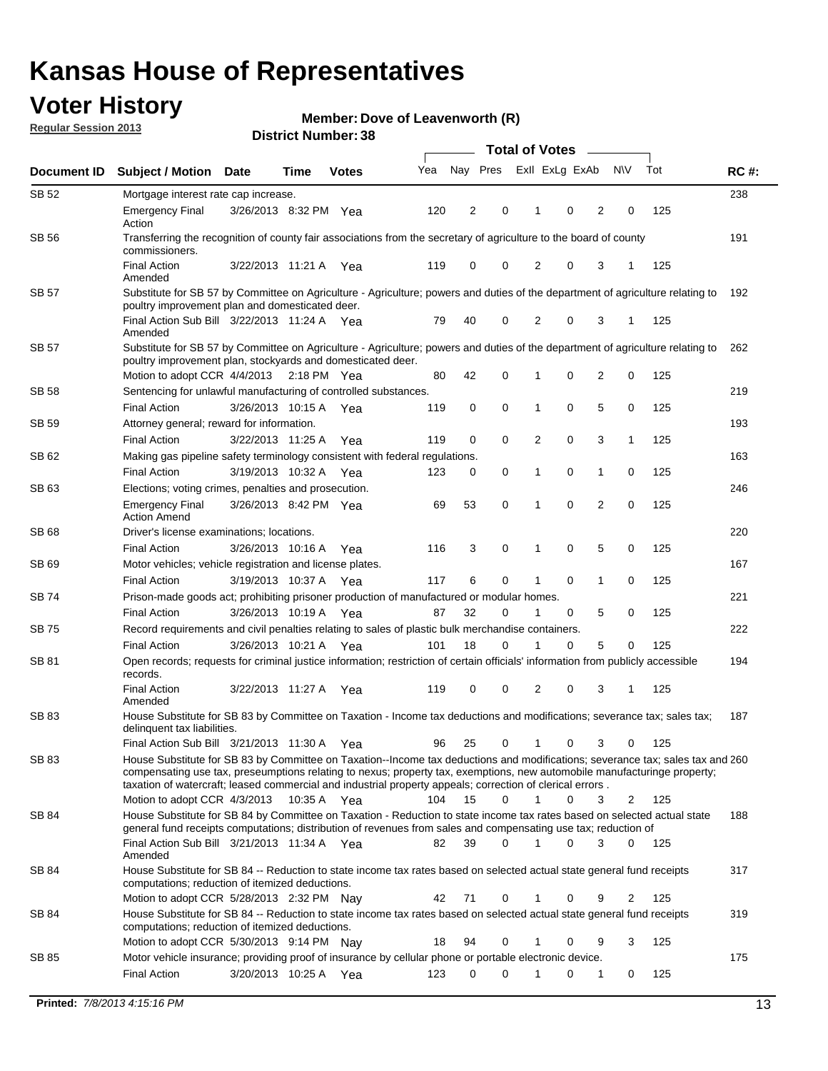# Kansas House of Representatives

## Voter History

**Regular Session 2013**

**Member: Dove of Leavenworth (R)**

**District Number: 38**

| Document ID | Subject / Motion | Date | Time | Votes | Yea | Nay | Pres | ExII | ExLg | ExAb | N\V | Tot | RC #: |
|---|---|---|---|---|---|---|---|---|---|---|---|---|---|
| SB 52 | Mortgage interest rate cap increase. | | | | | | | | | | | | 238 |
| | Emergency Final Action | 3/26/2013 | 8:32 PM | Yea | 120 | 2 | 0 | 1 | 0 | 2 | 0 | 125 | |
| SB 56 | Transferring the recognition of county fair associations from the secretary of agriculture to the board of county commissioners. | | | | | | | | | | | | 191 |
| | Final Action Amended | 3/22/2013 | 11:21 A | Yea | 119 | 0 | 0 | 2 | 0 | 3 | 1 | 125 | |
| SB 57 | Substitute for SB 57 by Committee on Agriculture - Agriculture; powers and duties of the department of agriculture relating to poultry improvement plan and domesticated deer. | | | | | | | | | | | | 192 |
| | Final Action Sub Bill Amended | 3/22/2013 | 11:24 A | Yea | 79 | 40 | 0 | 2 | 0 | 3 | 1 | 125 | |
| SB 57 | Substitute for SB 57 by Committee on Agriculture - Agriculture; powers and duties of the department of agriculture relating to poultry improvement plan, stockyards and domesticated deer. | | | | | | | | | | | | 262 |
| | Motion to adopt CCR | 4/4/2013 | 2:18 PM | Yea | 80 | 42 | 0 | 1 | 0 | 2 | 0 | 125 | |
| SB 58 | Sentencing for unlawful manufacturing of controlled substances. | | | | | | | | | | | | 219 |
| | Final Action | 3/26/2013 | 10:15 A | Yea | 119 | 0 | 0 | 1 | 0 | 5 | 0 | 125 | |
| SB 59 | Attorney general; reward for information. | | | | | | | | | | | | 193 |
| | Final Action | 3/22/2013 | 11:25 A | Yea | 119 | 0 | 0 | 2 | 0 | 3 | 1 | 125 | |
| SB 62 | Making gas pipeline safety terminology consistent with federal regulations. | | | | | | | | | | | | 163 |
| | Final Action | 3/19/2013 | 10:32 A | Yea | 123 | 0 | 0 | 1 | 0 | 1 | 0 | 125 | |
| SB 63 | Elections; voting crimes, penalties and prosecution. | | | | | | | | | | | | 246 |
| | Emergency Final Action Amend | 3/26/2013 | 8:42 PM | Yea | 69 | 53 | 0 | 1 | 0 | 2 | 0 | 125 | |
| SB 68 | Driver's license examinations; locations. | | | | | | | | | | | | 220 |
| | Final Action | 3/26/2013 | 10:16 A | Yea | 116 | 3 | 0 | 1 | 0 | 5 | 0 | 125 | |
| SB 69 | Motor vehicles; vehicle registration and license plates. | | | | | | | | | | | | 167 |
| | Final Action | 3/19/2013 | 10:37 A | Yea | 117 | 6 | 0 | 1 | 0 | 1 | 0 | 125 | |
| SB 74 | Prison-made goods act; prohibiting prisoner production of manufactured or modular homes. | | | | | | | | | | | | 221 |
| | Final Action | 3/26/2013 | 10:19 A | Yea | 87 | 32 | 0 | 1 | 0 | 5 | 0 | 125 | |
| SB 75 | Record requirements and civil penalties relating to sales of plastic bulk merchandise containers. | | | | | | | | | | | | 222 |
| | Final Action | 3/26/2013 | 10:21 A | Yea | 101 | 18 | 0 | 1 | 0 | 5 | 0 | 125 | |
| SB 81 | Open records; requests for criminal justice information; restriction of certain officials' information from publicly accessible records. | | | | | | | | | | | | 194 |
| | Final Action Amended | 3/22/2013 | 11:27 A | Yea | 119 | 0 | 0 | 2 | 0 | 3 | 1 | 125 | |
| SB 83 | House Substitute for SB 83 by Committee on Taxation - Income tax deductions and modifications; severance tax; sales tax; delinquent tax liabilities. | | | | | | | | | | | | 187 |
| | Final Action Sub Bill | 3/21/2013 | 11:30 A | Yea | 96 | 25 | 0 | 1 | 0 | 3 | 0 | 125 | |
| SB 83 | House Substitute for SB 83 by Committee on Taxation--Income tax deductions and modifications; severance tax; sales tax and compensating use tax, preseumptions relating to nexus; property tax, exemptions, new automobile manufacturinge property; taxation of watercraft; leased commercial and industrial property appeals; correction of clerical errors . | | | | | | | | | | | | 260 |
| | Motion to adopt CCR | 4/3/2013 | 10:35 A | Yea | 104 | 15 | 0 | 1 | 0 | 3 | 2 | 125 | |
| SB 84 | House Substitute for SB 84 by Committee on Taxation - Reduction to state income tax rates based on selected actual state general fund receipts computations; distribution of revenues from sales and compensating use tax; reduction of | | | | | | | | | | | | 188 |
| | Final Action Sub Bill Amended | 3/21/2013 | 11:34 A | Yea | 82 | 39 | 0 | 1 | 0 | 3 | 0 | 125 | |
| SB 84 | House Substitute for SB 84 -- Reduction to state income tax rates based on selected actual state general fund receipts computations; reduction of itemized deductions. | | | | | | | | | | | | 317 |
| | Motion to adopt CCR | 5/28/2013 | 2:32 PM | Nay | 42 | 71 | 0 | 1 | 0 | 9 | 2 | 125 | |
| SB 84 | House Substitute for SB 84 -- Reduction to state income tax rates based on selected actual state general fund receipts computations; reduction of itemized deductions. | | | | | | | | | | | | 319 |
| | Motion to adopt CCR | 5/30/2013 | 9:14 PM | Nay | 18 | 94 | 0 | 1 | 0 | 9 | 3 | 125 | |
| SB 85 | Motor vehicle insurance; providing proof of insurance by cellular phone or portable electronic device. | | | | | | | | | | | | 175 |
| | Final Action | 3/20/2013 | 10:25 A | Yea | 123 | 0 | 0 | 1 | 0 | 1 | 0 | 125 | |

**Printed:** *7/8/2013 4:15:16 PM*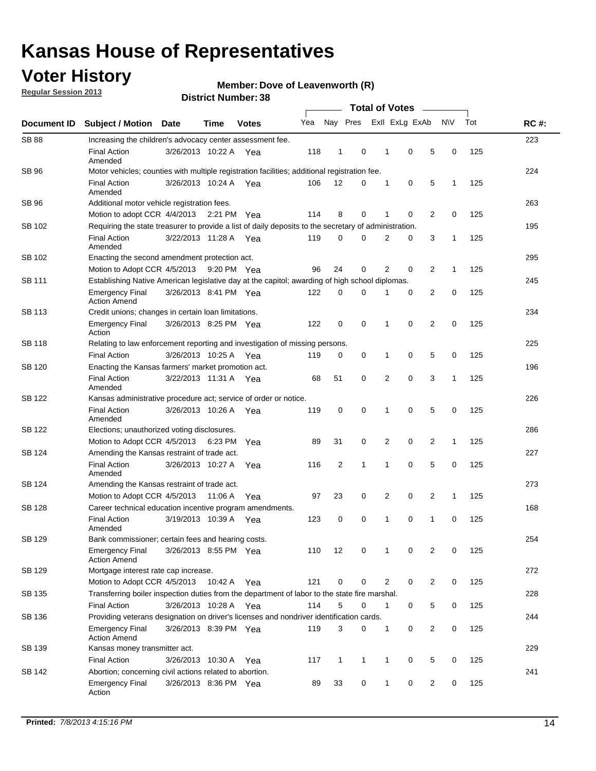# Kansas House of Representatives

## Voter History

**Regular Session 2013**

**Member: Dove of Leavenworth (R)**

**District Number: 38**

| Document ID | Subject / Motion | Date | Time | Votes | Yea | Nay | Pres | ExII | ExLg | ExAb | N\V | Tot | RC #: |
|---|---|---|---|---|---|---|---|---|---|---|---|---|---|
| SB 88 | Increasing the children's advocacy center assessment fee. | | | | | | | | | | | | 223 |
| | Final Action Amended | 3/26/2013 | 10:22 A | Yea | 118 | 1 | 0 | 1 | 0 | 5 | 0 | 125 | |
| SB 96 | Motor vehicles; counties with multiple registration facilities; additional registration fee. | | | | | | | | | | | | 224 |
| | Final Action Amended | 3/26/2013 | 10:24 A | Yea | 106 | 12 | 0 | 1 | 0 | 5 | 1 | 125 | |
| SB 96 | Additional motor vehicle registration fees. | | | | | | | | | | | | 263 |
| | Motion to adopt CCR | 4/4/2013 | 2:21 PM | Yea | 114 | 8 | 0 | 1 | 0 | 2 | 0 | 125 | |
| SB 102 | Requiring the state treasurer to provide a list of daily deposits to the secretary of administration. | | | | | | | | | | | | 195 |
| | Final Action Amended | 3/22/2013 | 11:28 A | Yea | 119 | 0 | 0 | 2 | 0 | 3 | 1 | 125 | |
| SB 102 | Enacting the second amendment protection act. | | | | | | | | | | | | 295 |
| | Motion to Adopt CCR | 4/5/2013 | 9:20 PM | Yea | 96 | 24 | 0 | 2 | 0 | 2 | 1 | 125 | |
| SB 111 | Establishing Native American legislative day at the capitol; awarding of high school diplomas. | | | | | | | | | | | | 245 |
| | Emergency Final Action Amend | 3/26/2013 | 8:41 PM | Yea | 122 | 0 | 0 | 1 | 0 | 2 | 0 | 125 | |
| SB 113 | Credit unions; changes in certain loan limitations. | | | | | | | | | | | | 234 |
| | Emergency Final Action | 3/26/2013 | 8:25 PM | Yea | 122 | 0 | 0 | 1 | 0 | 2 | 0 | 125 | |
| SB 118 | Relating to law enforcement reporting and investigation of missing persons. | | | | | | | | | | | | 225 |
| | Final Action | 3/26/2013 | 10:25 A | Yea | 119 | 0 | 0 | 1 | 0 | 5 | 0 | 125 | |
| SB 120 | Enacting the Kansas farmers' market promotion act. | | | | | | | | | | | | 196 |
| | Final Action Amended | 3/22/2013 | 11:31 A | Yea | 68 | 51 | 0 | 2 | 0 | 3 | 1 | 125 | |
| SB 122 | Kansas administrative procedure act; service of order or notice. | | | | | | | | | | | | 226 |
| | Final Action Amended | 3/26/2013 | 10:26 A | Yea | 119 | 0 | 0 | 1 | 0 | 5 | 0 | 125 | |
| SB 122 | Elections; unauthorized voting disclosures. | | | | | | | | | | | | 286 |
| | Motion to Adopt CCR | 4/5/2013 | 6:23 PM | Yea | 89 | 31 | 0 | 2 | 0 | 2 | 1 | 125 | |
| SB 124 | Amending the Kansas restraint of trade act. | | | | | | | | | | | | 227 |
| | Final Action Amended | 3/26/2013 | 10:27 A | Yea | 116 | 2 | 1 | 1 | 0 | 5 | 0 | 125 | |
| SB 124 | Amending the Kansas restraint of trade act. | | | | | | | | | | | | 273 |
| | Motion to Adopt CCR | 4/5/2013 | 11:06 A | Yea | 97 | 23 | 0 | 2 | 0 | 2 | 1 | 125 | |
| SB 128 | Career technical education incentive program amendments. | | | | | | | | | | | | 168 |
| | Final Action Amended | 3/19/2013 | 10:39 A | Yea | 123 | 0 | 0 | 1 | 0 | 1 | 0 | 125 | |
| SB 129 | Bank commissioner; certain fees and hearing costs. | | | | | | | | | | | | 254 |
| | Emergency Final Action Amend | 3/26/2013 | 8:55 PM | Yea | 110 | 12 | 0 | 1 | 0 | 2 | 0 | 125 | |
| SB 129 | Mortgage interest rate cap increase. | | | | | | | | | | | | 272 |
| | Motion to Adopt CCR | 4/5/2013 | 10:42 A | Yea | 121 | 0 | 0 | 2 | 0 | 2 | 0 | 125 | |
| SB 135 | Transferring boiler inspection duties from the department of labor to the state fire marshal. | | | | | | | | | | | | 228 |
| | Final Action | 3/26/2013 | 10:28 A | Yea | 114 | 5 | 0 | 1 | 0 | 5 | 0 | 125 | |
| SB 136 | Providing veterans designation on driver's licenses and nondriver identification cards. | | | | | | | | | | | | 244 |
| | Emergency Final Action Amend | 3/26/2013 | 8:39 PM | Yea | 119 | 3 | 0 | 1 | 0 | 2 | 0 | 125 | |
| SB 139 | Kansas money transmitter act. | | | | | | | | | | | | 229 |
| | Final Action | 3/26/2013 | 10:30 A | Yea | 117 | 1 | 1 | 1 | 0 | 5 | 0 | 125 | |
| SB 142 | Abortion; concerning civil actions related to abortion. | | | | | | | | | | | | 241 |
| | Emergency Final Action | 3/26/2013 | 8:36 PM | Yea | 89 | 33 | 0 | 1 | 0 | 2 | 0 | 125 | |

**Printed:** *7/8/2013 4:15:16 PM*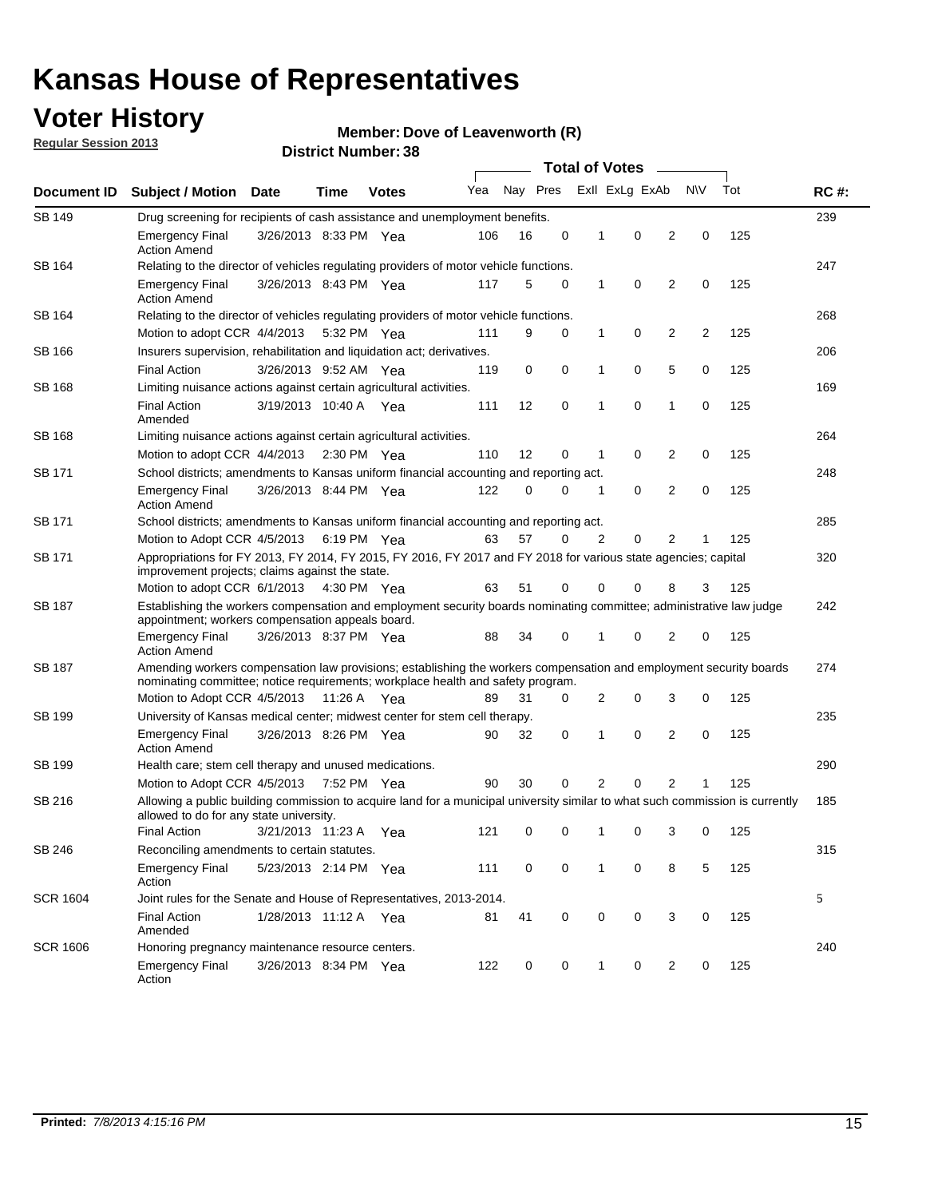# Kansas House of Representatives

## Voter History

**Regular Session 2013**

**Member: Dove of Leavenworth (R)**

**District Number: 38**

| Document ID | Subject / Motion | Date | Time | Votes | Yea | Nay | Pres | ExII | ExLg | ExAb | N\V | Tot | RC #: |
|---|---|---|---|---|---|---|---|---|---|---|---|---|---|
| SB 149 | Drug screening for recipients of cash assistance and unemployment benefits. | | | | | | | | | | | | 239 |
| | Emergency Final Action Amend | 3/26/2013 | 8:33 PM | Yea | 106 | 16 | 0 | 1 | 0 | 2 | 0 | 125 | |
| SB 164 | Relating to the director of vehicles regulating providers of motor vehicle functions. | | | | | | | | | | | | 247 |
| | Emergency Final Action Amend | 3/26/2013 | 8:43 PM | Yea | 117 | 5 | 0 | 1 | 0 | 2 | 0 | 125 | |
| SB 164 | Relating to the director of vehicles regulating providers of motor vehicle functions. | | | | | | | | | | | | 268 |
| | Motion to adopt CCR | 4/4/2013 | 5:32 PM | Yea | 111 | 9 | 0 | 1 | 0 | 2 | 2 | 125 | |
| SB 166 | Insurers supervision, rehabilitation and liquidation act; derivatives. | | | | | | | | | | | | 206 |
| | Final Action | 3/26/2013 | 9:52 AM | Yea | 119 | 0 | 0 | 1 | 0 | 5 | 0 | 125 | |
| SB 168 | Limiting nuisance actions against certain agricultural activities. | | | | | | | | | | | | 169 |
| | Final Action Amended | 3/19/2013 | 10:40 A | Yea | 111 | 12 | 0 | 1 | 0 | 1 | 0 | 125 | |
| SB 168 | Limiting nuisance actions against certain agricultural activities. | | | | | | | | | | | | 264 |
| | Motion to adopt CCR | 4/4/2013 | 2:30 PM | Yea | 110 | 12 | 0 | 1 | 0 | 2 | 0 | 125 | |
| SB 171 | School districts; amendments to Kansas uniform financial accounting and reporting act. | | | | | | | | | | | | 248 |
| | Emergency Final Action Amend | 3/26/2013 | 8:44 PM | Yea | 122 | 0 | 0 | 1 | 0 | 2 | 0 | 125 | |
| SB 171 | School districts; amendments to Kansas uniform financial accounting and reporting act. | | | | | | | | | | | | 285 |
| | Motion to Adopt CCR | 4/5/2013 | 6:19 PM | Yea | 63 | 57 | 0 | 2 | 0 | 2 | 1 | 125 | |
| SB 171 | Appropriations for FY 2013, FY 2014, FY 2015, FY 2016, FY 2017 and FY 2018 for various state agencies; capital improvement projects; claims against the state. | | | | | | | | | | | | 320 |
| | Motion to adopt CCR | 6/1/2013 | 4:30 PM | Yea | 63 | 51 | 0 | 0 | 0 | 8 | 3 | 125 | |
| SB 187 | Establishing the workers compensation and employment security boards nominating committee; administrative law judge appointment; workers compensation appeals board. | | | | | | | | | | | | 242 |
| | Emergency Final Action Amend | 3/26/2013 | 8:37 PM | Yea | 88 | 34 | 0 | 1 | 0 | 2 | 0 | 125 | |
| SB 187 | Amending workers compensation law provisions; establishing the workers compensation and employment security boards nominating committee; notice requirements; workplace health and safety program. | | | | | | | | | | | | 274 |
| | Motion to Adopt CCR | 4/5/2013 | 11:26 A | Yea | 89 | 31 | 0 | 2 | 0 | 3 | 0 | 125 | |
| SB 199 | University of Kansas medical center; midwest center for stem cell therapy. | | | | | | | | | | | | 235 |
| | Emergency Final Action Amend | 3/26/2013 | 8:26 PM | Yea | 90 | 32 | 0 | 1 | 0 | 2 | 0 | 125 | |
| SB 199 | Health care; stem cell therapy and unused medications. | | | | | | | | | | | | 290 |
| | Motion to Adopt CCR | 4/5/2013 | 7:52 PM | Yea | 90 | 30 | 0 | 2 | 0 | 2 | 1 | 125 | |
| SB 216 | Allowing a public building commission to acquire land for a municipal university similar to what such commission is currently allowed to do for any state university. | | | | | | | | | | | | 185 |
| | Final Action | 3/21/2013 | 11:23 A | Yea | 121 | 0 | 0 | 1 | 0 | 3 | 0 | 125 | |
| SB 246 | Reconciling amendments to certain statutes. | | | | | | | | | | | | 315 |
| | Emergency Final Action | 5/23/2013 | 2:14 PM | Yea | 111 | 0 | 0 | 1 | 0 | 8 | 5 | 125 | |
| SCR 1604 | Joint rules for the Senate and House of Representatives, 2013-2014. | | | | | | | | | | | | 5 |
| | Final Action Amended | 1/28/2013 | 11:12 A | Yea | 81 | 41 | 0 | 0 | 0 | 3 | 0 | 125 | |
| SCR 1606 | Honoring pregnancy maintenance resource centers. | | | | | | | | | | | | 240 |
| | Emergency Final Action | 3/26/2013 | 8:34 PM | Yea | 122 | 0 | 0 | 1 | 0 | 2 | 0 | 125 | |

**Printed:** *7/8/2013 4:15:16 PM*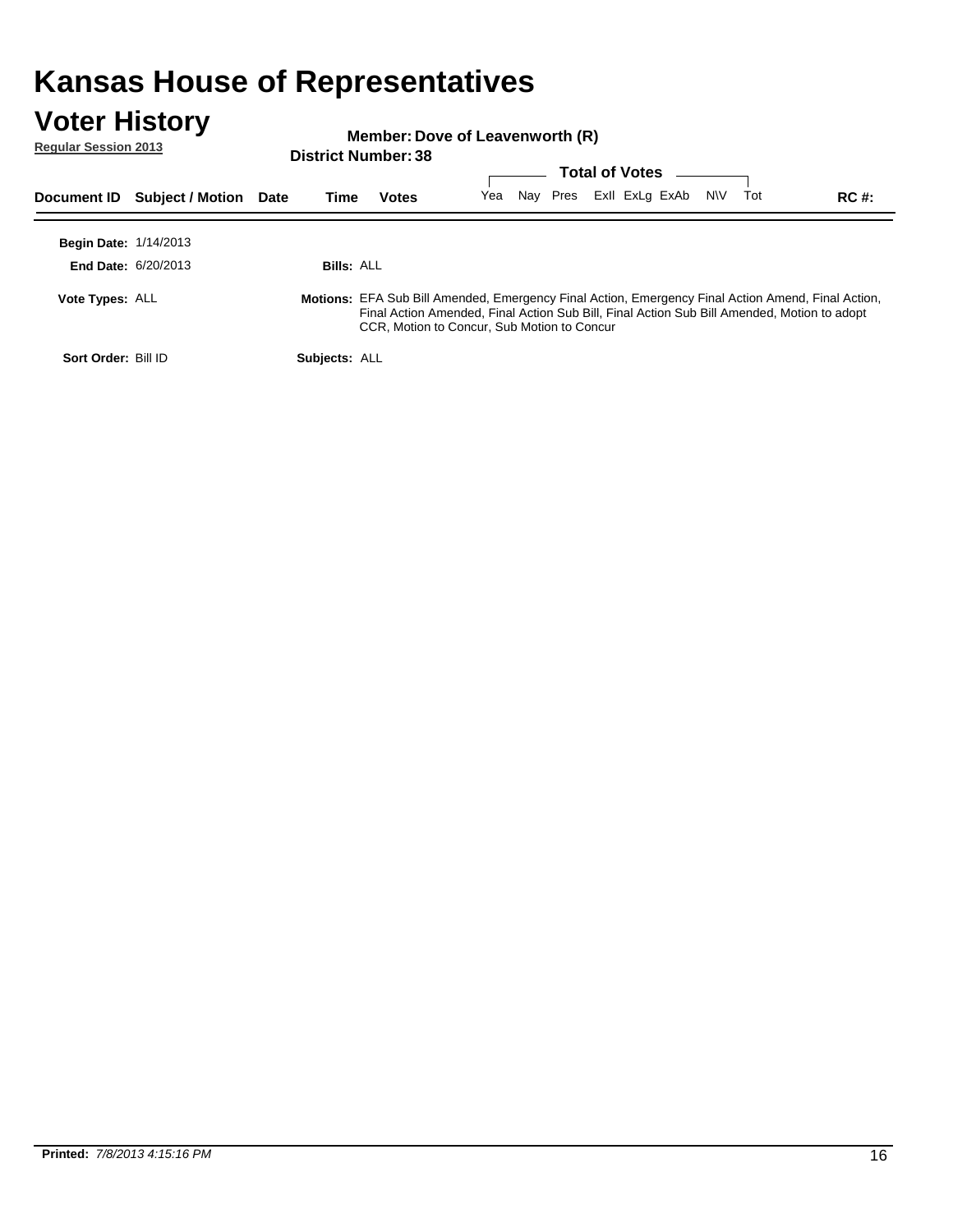# Kansas House of Representatives

## Voter History

**Regular Session 2013**

**Member:** Dove of Leavenworth (R)

**District Number:** 38

| Document ID | Subject / Motion | Date | Time | Votes | Yea | Nay | Pres | ExII | ExLg | ExAb | N\V | Tot | RC #: |
|---|---|---|---|---|---|---|---|---|---|---|---|---|---|

**Begin Date:** 1/14/2013

**End Date:** 6/20/2013

**Bills:** ALL

**Vote Types:** ALL

**Motions:** EFA Sub Bill Amended, Emergency Final Action, Emergency Final Action Amend, Final Action, Final Action Amended, Final Action Sub Bill, Final Action Sub Bill Amended, Motion to adopt CCR, Motion to Concur, Sub Motion to Concur

**Sort Order:** Bill ID

**Subjects:** ALL

**Printed:** *7/8/2013 4:15:16 PM*